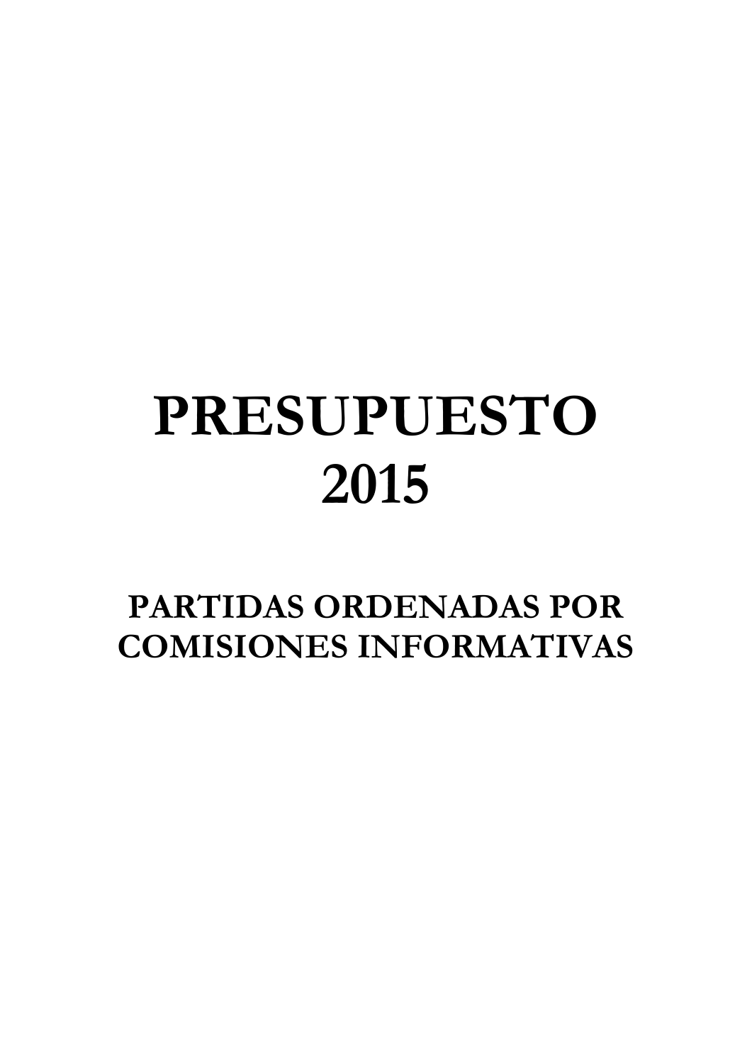# PRESUPUESTO
# 2015

## PARTIDAS ORDENADAS POR COMISIONES INFORMATIVAS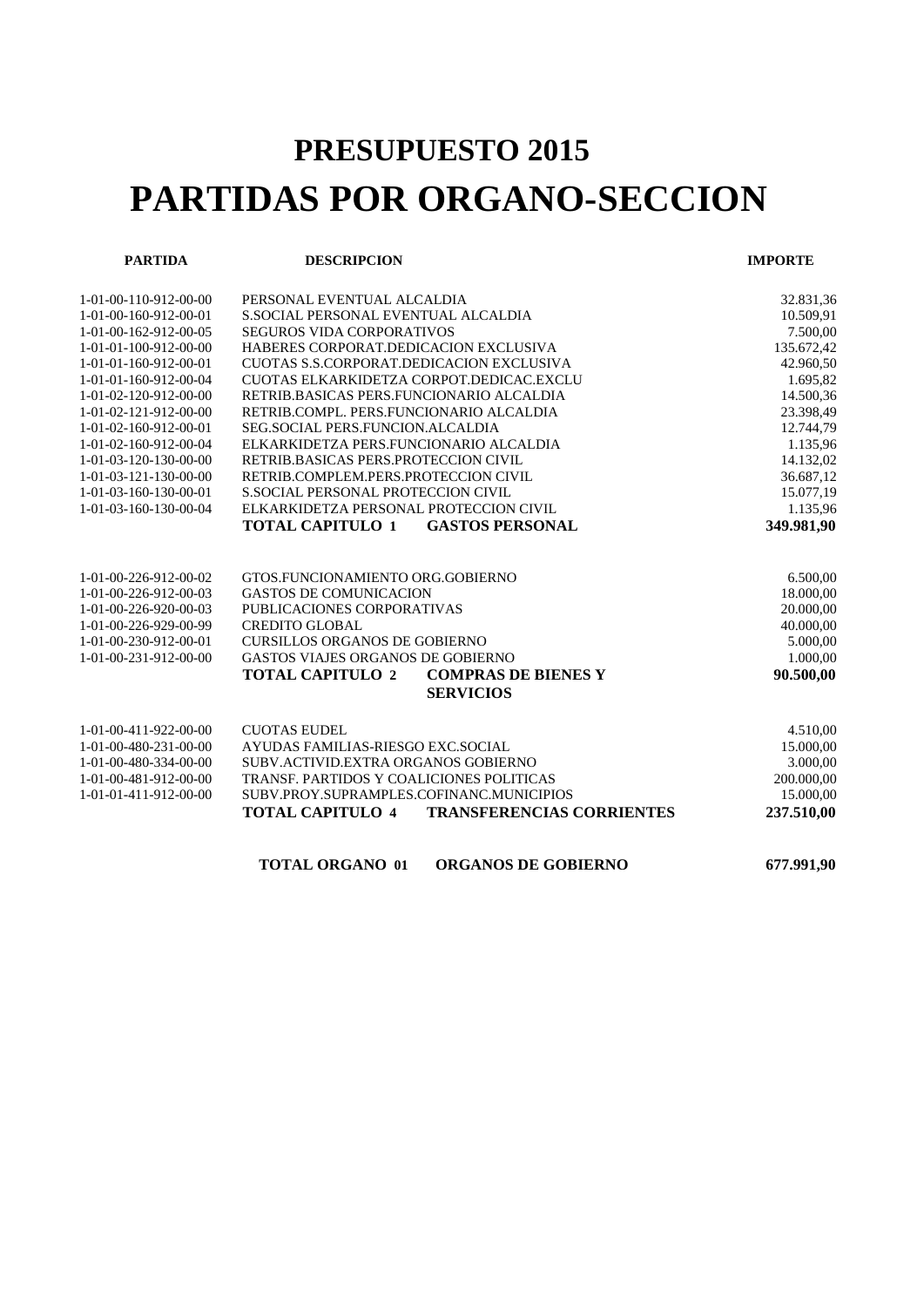# PRESUPUESTO 2015

# PARTIDAS POR ORGANO-SECCION

| PARTIDA | DESCRIPCION | | IMPORTE |
|---|---|---|---|
| 1-01-00-110-912-00-00 | PERSONAL EVENTUAL ALCALDIA | | 32.831,36 |
| 1-01-00-160-912-00-01 | S.SOCIAL PERSONAL EVENTUAL ALCALDIA | | 10.509,91 |
| 1-01-00-162-912-00-05 | SEGUROS VIDA CORPORATIVOS | | 7.500,00 |
| 1-01-01-100-912-00-00 | HABERES CORPORAT.DEDICACION EXCLUSIVA | | 135.672,42 |
| 1-01-01-160-912-00-01 | CUOTAS S.S.CORPORAT.DEDICACION EXCLUSIVA | | 42.960,50 |
| 1-01-01-160-912-00-04 | CUOTAS ELKARKIDETZA CORPOT.DEDICAC.EXCLU | | 1.695,82 |
| 1-01-02-120-912-00-00 | RETRIB.BASICAS PERS.FUNCIONARIO ALCALDIA | | 14.500,36 |
| 1-01-02-121-912-00-00 | RETRIB.COMPL. PERS.FUNCIONARIO ALCALDIA | | 23.398,49 |
| 1-01-02-160-912-00-01 | SEG.SOCIAL PERS.FUNCION.ALCALDIA | | 12.744,79 |
| 1-01-02-160-912-00-04 | ELKARKIDETZA PERS.FUNCIONARIO ALCALDIA | | 1.135,96 |
| 1-01-03-120-130-00-00 | RETRIB.BASICAS PERS.PROTECCION CIVIL | | 14.132,02 |
| 1-01-03-121-130-00-00 | RETRIB.COMPLEM.PERS.PROTECCION CIVIL | | 36.687,12 |
| 1-01-03-160-130-00-01 | S.SOCIAL PERSONAL PROTECCION CIVIL | | 15.077,19 |
| 1-01-03-160-130-00-04 | ELKARKIDETZA PERSONAL PROTECCION CIVIL | | 1.135,96 |
| | **TOTAL CAPITULO 1** | **GASTOS PERSONAL** | **349.981,90** |
| 1-01-00-226-912-00-02 | GTOS.FUNCIONAMIENTO ORG.GOBIERNO | | 6.500,00 |
| 1-01-00-226-912-00-03 | GASTOS DE COMUNICACION | | 18.000,00 |
| 1-01-00-226-920-00-03 | PUBLICACIONES CORPORATIVAS | | 20.000,00 |
| 1-01-00-226-929-00-99 | CREDITO GLOBAL | | 40.000,00 |
| 1-01-00-230-912-00-01 | CURSILLOS ORGANOS DE GOBIERNO | | 5.000,00 |
| 1-01-00-231-912-00-00 | GASTOS VIAJES ORGANOS DE GOBIERNO | | 1.000,00 |
| | **TOTAL CAPITULO 2** | **COMPRAS DE BIENES Y SERVICIOS** | **90.500,00** |
| 1-01-00-411-922-00-00 | CUOTAS EUDEL | | 4.510,00 |
| 1-01-00-480-231-00-00 | AYUDAS FAMILIAS-RIESGO EXC.SOCIAL | | 15.000,00 |
| 1-01-00-480-334-00-00 | SUBV.ACTIVID.EXTRA ORGANOS GOBIERNO | | 3.000,00 |
| 1-01-00-481-912-00-00 | TRANSF. PARTIDOS Y COALICIONES POLITICAS | | 200.000,00 |
| 1-01-01-411-912-00-00 | SUBV.PROY.SUPRAMPLES.COFINANC.MUNICIPIOS | | 15.000,00 |
| | **TOTAL CAPITULO 4** | **TRANSFERENCIAS CORRIENTES** | **237.510,00** |
| | **TOTAL ORGANO 01** | **ORGANOS DE GOBIERNO** | **677.991,90** |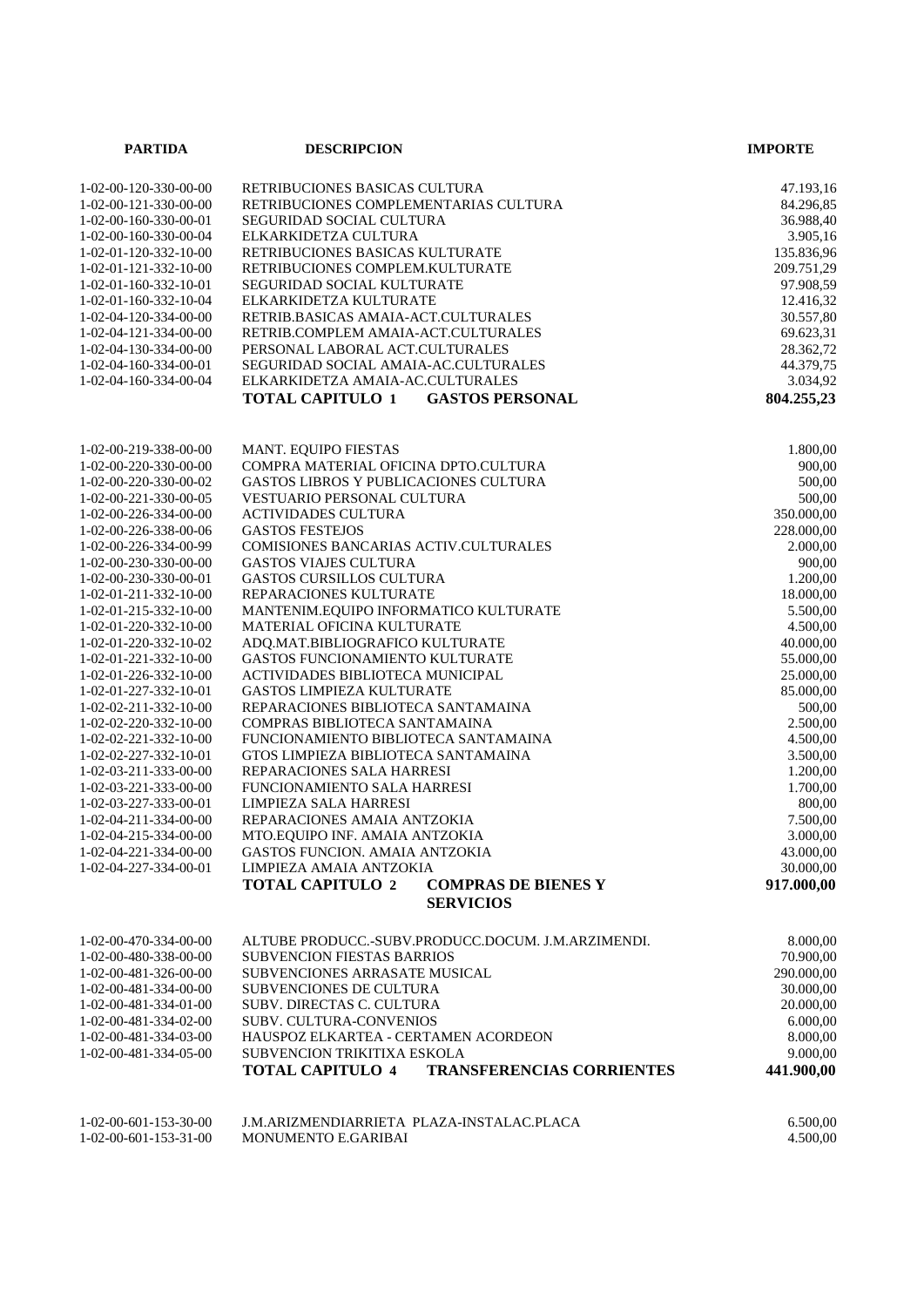| PARTIDA | DESCRIPCION | IMPORTE |
|---|---|---|
| 1-02-00-120-330-00-00 | RETRIBUCIONES BASICAS CULTURA | 47.193,16 |
| 1-02-00-121-330-00-00 | RETRIBUCIONES COMPLEMENTARIAS CULTURA | 84.296,85 |
| 1-02-00-160-330-00-01 | SEGURIDAD SOCIAL CULTURA | 36.988,40 |
| 1-02-00-160-330-00-04 | ELKARKIDETZA CULTURA | 3.905,16 |
| 1-02-01-120-332-10-00 | RETRIBUCIONES BASICAS KULTURATE | 135.836,96 |
| 1-02-01-121-332-10-00 | RETRIBUCIONES COMPLEM.KULTURATE | 209.751,29 |
| 1-02-01-160-332-10-01 | SEGURIDAD SOCIAL KULTURATE | 97.908,59 |
| 1-02-01-160-332-10-04 | ELKARKIDETZA KULTURATE | 12.416,32 |
| 1-02-04-120-334-00-00 | RETRIB.BASICAS AMAIA-ACT.CULTURALES | 30.557,80 |
| 1-02-04-121-334-00-00 | RETRIB.COMPLEM AMAIA-ACT.CULTURALES | 69.623,31 |
| 1-02-04-130-334-00-00 | PERSONAL LABORAL ACT.CULTURALES | 28.362,72 |
| 1-02-04-160-334-00-01 | SEGURIDAD SOCIAL AMAIA-AC.CULTURALES | 44.379,75 |
| 1-02-04-160-334-00-04 | ELKARKIDETZA AMAIA-AC.CULTURALES | 3.034,92 |
| | **TOTAL CAPITULO 1 GASTOS PERSONAL** | **804.255,23** |
| 1-02-00-219-338-00-00 | MANT. EQUIPO FIESTAS | 1.800,00 |
| 1-02-00-220-330-00-00 | COMPRA MATERIAL OFICINA DPTO.CULTURA | 900,00 |
| 1-02-00-220-330-00-02 | GASTOS LIBROS Y PUBLICACIONES CULTURA | 500,00 |
| 1-02-00-221-330-00-05 | VESTUARIO PERSONAL CULTURA | 500,00 |
| 1-02-00-226-334-00-00 | ACTIVIDADES CULTURA | 350.000,00 |
| 1-02-00-226-338-00-06 | GASTOS FESTEJOS | 228.000,00 |
| 1-02-00-226-334-00-99 | COMISIONES BANCARIAS ACTIV.CULTURALES | 2.000,00 |
| 1-02-00-230-330-00-00 | GASTOS VIAJES CULTURA | 900,00 |
| 1-02-00-230-330-00-01 | GASTOS CURSILLOS CULTURA | 1.200,00 |
| 1-02-01-211-332-10-00 | REPARACIONES KULTURATE | 18.000,00 |
| 1-02-01-215-332-10-00 | MANTENIM.EQUIPO INFORMATICO KULTURATE | 5.500,00 |
| 1-02-01-220-332-10-00 | MATERIAL OFICINA KULTURATE | 4.500,00 |
| 1-02-01-220-332-10-02 | ADQ.MAT.BIBLIOGRAFICO KULTURATE | 40.000,00 |
| 1-02-01-221-332-10-00 | GASTOS FUNCIONAMIENTO KULTURATE | 55.000,00 |
| 1-02-01-226-332-10-00 | ACTIVIDADES BIBLIOTECA MUNICIPAL | 25.000,00 |
| 1-02-01-227-332-10-01 | GASTOS LIMPIEZA KULTURATE | 85.000,00 |
| 1-02-02-211-332-10-00 | REPARACIONES BIBLIOTECA SANTAMAINA | 500,00 |
| 1-02-02-220-332-10-00 | COMPRAS BIBLIOTECA SANTAMAINA | 2.500,00 |
| 1-02-02-221-332-10-00 | FUNCIONAMIENTO BIBLIOTECA SANTAMAINA | 4.500,00 |
| 1-02-02-227-332-10-01 | GTOS LIMPIEZA BIBLIOTECA SANTAMAINA | 3.500,00 |
| 1-02-03-211-333-00-00 | REPARACIONES SALA HARRESI | 1.200,00 |
| 1-02-03-221-333-00-00 | FUNCIONAMIENTO SALA HARRESI | 1.700,00 |
| 1-02-03-227-333-00-01 | LIMPIEZA SALA HARRESI | 800,00 |
| 1-02-04-211-334-00-00 | REPARACIONES AMAIA ANTZOKIA | 7.500,00 |
| 1-02-04-215-334-00-00 | MTO.EQUIPO INF. AMAIA ANTZOKIA | 3.000,00 |
| 1-02-04-221-334-00-00 | GASTOS FUNCION. AMAIA ANTZOKIA | 43.000,00 |
| 1-02-04-227-334-00-01 | LIMPIEZA AMAIA ANTZOKIA | 30.000,00 |
| | **TOTAL CAPITULO 2 COMPRAS DE BIENES Y SERVICIOS** | **917.000,00** |
| 1-02-00-470-334-00-00 | ALTUBE PRODUCC.-SUBV.PRODUCC.DOCUM. J.M.ARZIMENDI. | 8.000,00 |
| 1-02-00-480-338-00-00 | SUBVENCION FIESTAS BARRIOS | 70.900,00 |
| 1-02-00-481-326-00-00 | SUBVENCIONES ARRASATE MUSICAL | 290.000,00 |
| 1-02-00-481-334-00-00 | SUBVENCIONES DE CULTURA | 30.000,00 |
| 1-02-00-481-334-01-00 | SUBV. DIRECTAS C. CULTURA | 20.000,00 |
| 1-02-00-481-334-02-00 | SUBV. CULTURA-CONVENIOS | 6.000,00 |
| 1-02-00-481-334-03-00 | HAUSPOZ ELKARTEA - CERTAMEN ACORDEON | 8.000,00 |
| 1-02-00-481-334-05-00 | SUBVENCION TRIKITIXA ESKOLA | 9.000,00 |
| | **TOTAL CAPITULO 4 TRANSFERENCIAS CORRIENTES** | **441.900,00** |
| 1-02-00-601-153-30-00 | J.M.ARIZMENDIARRIETA PLAZA-INSTALAC.PLACA | 6.500,00 |
| 1-02-00-601-153-31-00 | MONUMENTO E.GARIBAI | 4.500,00 |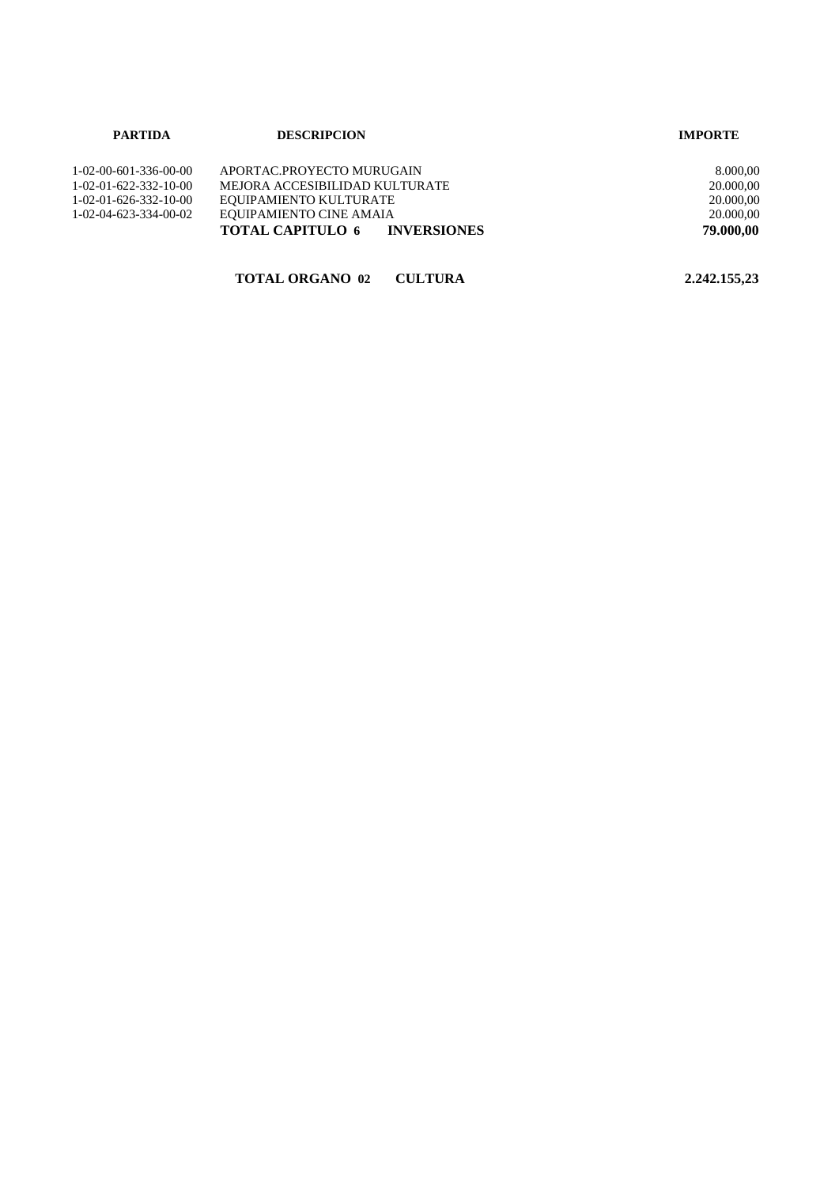| PARTIDA | DESCRIPCION | IMPORTE |
|---|---|---|
| 1-02-00-601-336-00-00 | APORTAC.PROYECTO MURUGAIN | 8.000,00 |
| 1-02-01-622-332-10-00 | MEJORA ACCESIBILIDAD KULTURATE | 20.000,00 |
| 1-02-01-626-332-10-00 | EQUIPAMIENTO KULTURATE | 20.000,00 |
| 1-02-04-623-334-00-02 | EQUIPAMIENTO CINE AMAIA | 20.000,00 |
| | **TOTAL CAPITULO 6 INVERSIONES** | **79.000,00** |
| | | |
| | **TOTAL ORGANO 02 CULTURA** | **2.242.155,23** |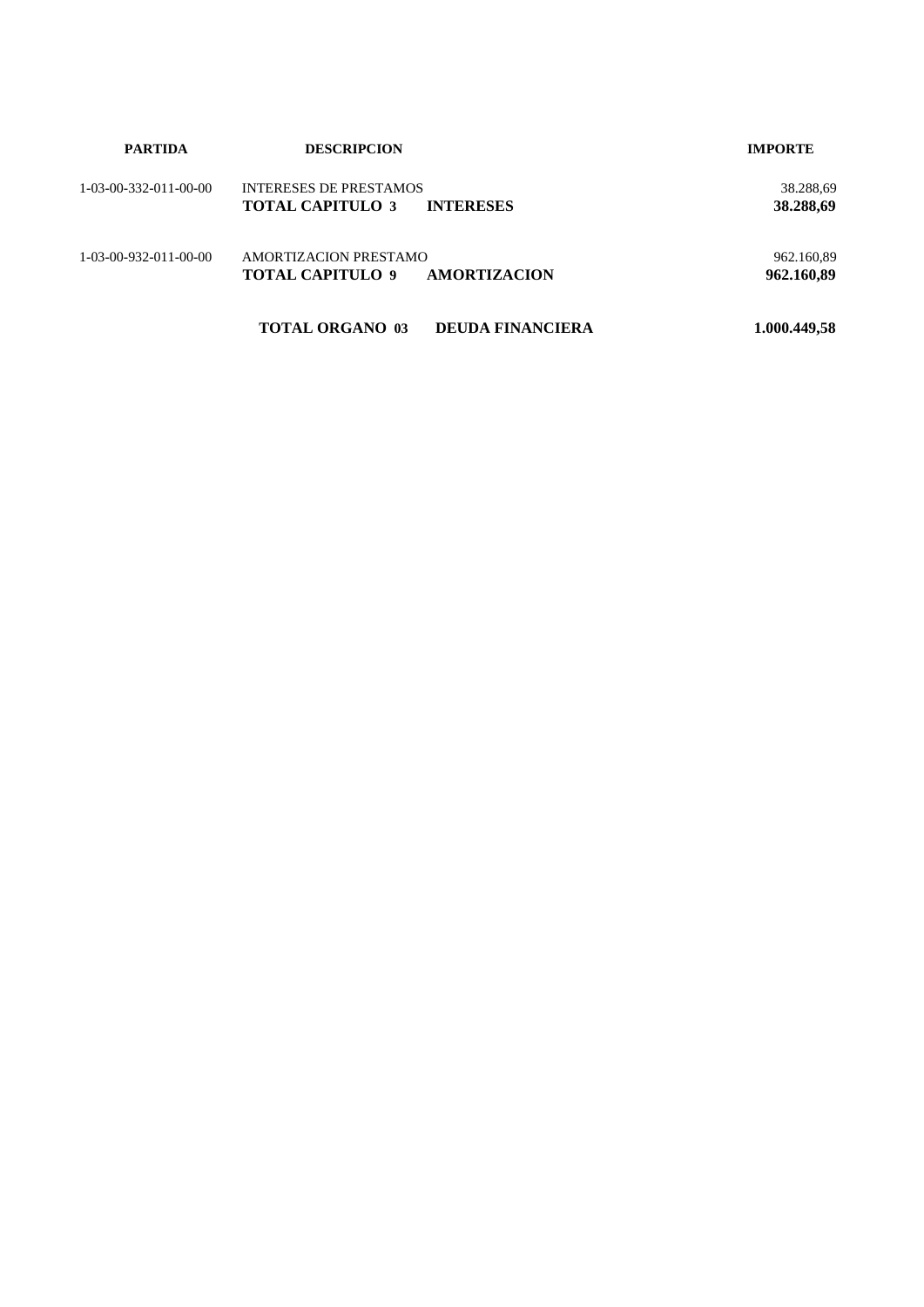| PARTIDA | DESCRIPCION | | IMPORTE |
| --- | --- | --- | --- |
| 1-03-00-332-011-00-00 | INTERESES DE PRESTAMOS | | 38.288,69 |
| | **TOTAL CAPITULO 3** | **INTERESES** | **38.288,69** |
| 1-03-00-932-011-00-00 | AMORTIZACION PRESTAMO | | 962.160,89 |
| | **TOTAL CAPITULO 9** | **AMORTIZACION** | **962.160,89** |
| | **TOTAL ORGANO 03** | **DEUDA FINANCIERA** | **1.000.449,58** |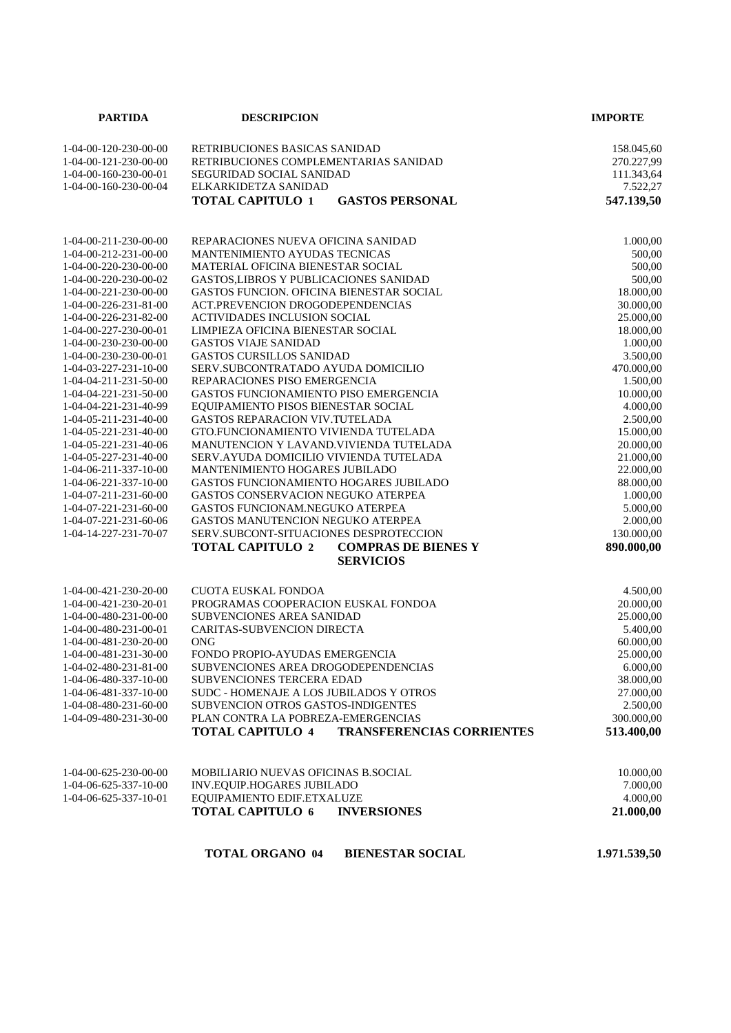| PARTIDA | DESCRIPCION | IMPORTE |
| --- | --- | --- |
| 1-04-00-120-230-00-00 | RETRIBUCIONES BASICAS SANIDAD | 158.045,60 |
| 1-04-00-121-230-00-00 | RETRIBUCIONES COMPLEMENTARIAS SANIDAD | 270.227,99 |
| 1-04-00-160-230-00-01 | SEGURIDAD SOCIAL SANIDAD | 111.343,64 |
| 1-04-00-160-230-00-04 | ELKARKIDETZA SANIDAD | 7.522,27 |
| | **TOTAL CAPITULO 1 GASTOS PERSONAL** | **547.139,50** |
| 1-04-00-211-230-00-00 | REPARACIONES NUEVA OFICINA SANIDAD | 1.000,00 |
| 1-04-00-212-231-00-00 | MANTENIMIENTO AYUDAS TECNICAS | 500,00 |
| 1-04-00-220-230-00-00 | MATERIAL OFICINA BIENESTAR SOCIAL | 500,00 |
| 1-04-00-220-230-00-02 | GASTOS,LIBROS Y PUBLICACIONES SANIDAD | 500,00 |
| 1-04-00-221-230-00-00 | GASTOS FUNCION. OFICINA BIENESTAR SOCIAL | 18.000,00 |
| 1-04-00-226-231-81-00 | ACT.PREVENCION DROGODEPENDENCIAS | 30.000,00 |
| 1-04-00-226-231-82-00 | ACTIVIDADES INCLUSION SOCIAL | 25.000,00 |
| 1-04-00-227-230-00-01 | LIMPIEZA OFICINA BIENESTAR SOCIAL | 18.000,00 |
| 1-04-00-230-230-00-00 | GASTOS VIAJE SANIDAD | 1.000,00 |
| 1-04-00-230-230-00-01 | GASTOS CURSILLOS SANIDAD | 3.500,00 |
| 1-04-03-227-231-10-00 | SERV.SUBCONTRATADO AYUDA DOMICILIO | 470.000,00 |
| 1-04-04-211-231-50-00 | REPARACIONES PISO EMERGENCIA | 1.500,00 |
| 1-04-04-221-231-50-00 | GASTOS FUNCIONAMIENTO PISO EMERGENCIA | 10.000,00 |
| 1-04-04-221-231-40-99 | EQUIPAMIENTO PISOS BIENESTAR SOCIAL | 4.000,00 |
| 1-04-05-211-231-40-00 | GASTOS REPARACION VIV.TUTELADA | 2.500,00 |
| 1-04-05-221-231-40-00 | GTO.FUNCIONAMIENTO VIVIENDA TUTELADA | 15.000,00 |
| 1-04-05-221-231-40-06 | MANUTENCION Y LAVAND.VIVIENDA TUTELADA | 20.000,00 |
| 1-04-05-227-231-40-00 | SERV.AYUDA DOMICILIO VIVIENDA TUTELADA | 21.000,00 |
| 1-04-06-211-337-10-00 | MANTENIMIENTO HOGARES JUBILADO | 22.000,00 |
| 1-04-06-221-337-10-00 | GASTOS FUNCIONAMIENTO HOGARES JUBILADO | 88.000,00 |
| 1-04-07-211-231-60-00 | GASTOS CONSERVACION NEGUKO ATERPEA | 1.000,00 |
| 1-04-07-221-231-60-00 | GASTOS FUNCIONAM.NEGUKO ATERPEA | 5.000,00 |
| 1-04-07-221-231-60-06 | GASTOS MANUTENCION NEGUKO ATERPEA | 2.000,00 |
| 1-04-14-227-231-70-07 | SERV.SUBCONT-SITUACIONES DESPROTECCION | 130.000,00 |
| | **TOTAL CAPITULO 2 COMPRAS DE BIENES Y SERVICIOS** | **890.000,00** |
| 1-04-00-421-230-20-00 | CUOTA EUSKAL FONDOA | 4.500,00 |
| 1-04-00-421-230-20-01 | PROGRAMAS COOPERACION EUSKAL FONDOA | 20.000,00 |
| 1-04-00-480-231-00-00 | SUBVENCIONES AREA SANIDAD | 25.000,00 |
| 1-04-00-480-231-00-01 | CARITAS-SUBVENCION DIRECTA | 5.400,00 |
| 1-04-00-481-230-20-00 | ONG | 60.000,00 |
| 1-04-00-481-231-30-00 | FONDO PROPIO-AYUDAS EMERGENCIA | 25.000,00 |
| 1-04-02-480-231-81-00 | SUBVENCIONES AREA DROGODEPENDENCIAS | 6.000,00 |
| 1-04-06-480-337-10-00 | SUBVENCIONES TERCERA EDAD | 38.000,00 |
| 1-04-06-481-337-10-00 | SUDC - HOMENAJE A LOS JUBILADOS Y OTROS | 27.000,00 |
| 1-04-08-480-231-60-00 | SUBVENCION OTROS GASTOS-INDIGENTES | 2.500,00 |
| 1-04-09-480-231-30-00 | PLAN CONTRA LA POBREZA-EMERGENCIAS | 300.000,00 |
| | **TOTAL CAPITULO 4 TRANSFERENCIAS CORRIENTES** | **513.400,00** |
| 1-04-00-625-230-00-00 | MOBILIARIO NUEVAS OFICINAS B.SOCIAL | 10.000,00 |
| 1-04-06-625-337-10-00 | INV.EQUIP.HOGARES JUBILADO | 7.000,00 |
| 1-04-06-625-337-10-01 | EQUIPAMIENTO EDIF.ETXALUZE | 4.000,00 |
| | **TOTAL CAPITULO 6 INVERSIONES** | **21.000,00** |
| | **TOTAL ORGANO 04 BIENESTAR SOCIAL** | **1.971.539,50** |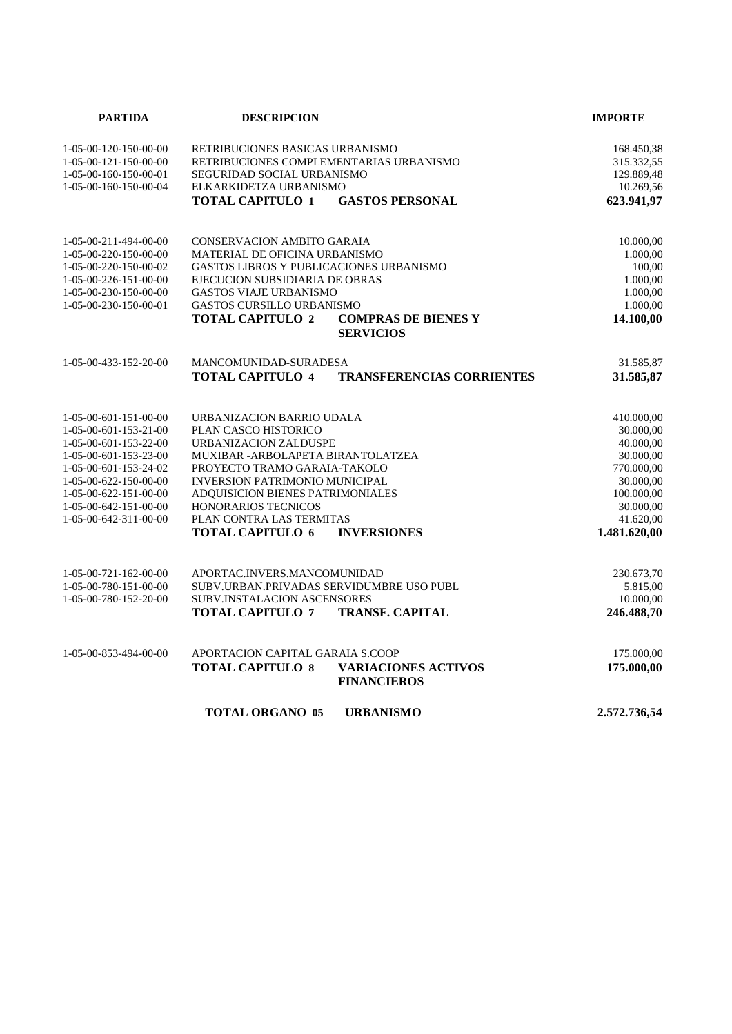| PARTIDA | DESCRIPCION | | IMPORTE |
|---|---|---|---|
| 1-05-00-120-150-00-00 | RETRIBUCIONES BASICAS URBANISMO | | 168.450,38 |
| 1-05-00-121-150-00-00 | RETRIBUCIONES COMPLEMENTARIAS URBANISMO | | 315.332,55 |
| 1-05-00-160-150-00-01 | SEGURIDAD SOCIAL URBANISMO | | 129.889,48 |
| 1-05-00-160-150-00-04 | ELKARKIDETZA URBANISMO | | 10.269,56 |
| | **TOTAL CAPITULO 1** | **GASTOS PERSONAL** | **623.941,97** |
| 1-05-00-211-494-00-00 | CONSERVACION AMBITO GARAIA | | 10.000,00 |
| 1-05-00-220-150-00-00 | MATERIAL DE OFICINA URBANISMO | | 1.000,00 |
| 1-05-00-220-150-00-02 | GASTOS LIBROS Y PUBLICACIONES URBANISMO | | 100,00 |
| 1-05-00-226-151-00-00 | EJECUCION SUBSIDIARIA DE OBRAS | | 1.000,00 |
| 1-05-00-230-150-00-00 | GASTOS VIAJE URBANISMO | | 1.000,00 |
| 1-05-00-230-150-00-01 | GASTOS CURSILLO URBANISMO | | 1.000,00 |
| | **TOTAL CAPITULO 2** | **COMPRAS DE BIENES Y SERVICIOS** | **14.100,00** |
| 1-05-00-433-152-20-00 | MANCOMUNIDAD-SURADESA | | 31.585,87 |
| | **TOTAL CAPITULO 4** | **TRANSFERENCIAS CORRIENTES** | **31.585,87** |
| 1-05-00-601-151-00-00 | URBANIZACION BARRIO UDALA | | 410.000,00 |
| 1-05-00-601-153-21-00 | PLAN CASCO HISTORICO | | 30.000,00 |
| 1-05-00-601-153-22-00 | URBANIZACION ZALDUSPE | | 40.000,00 |
| 1-05-00-601-153-23-00 | MUXIBAR -ARBOLAPETA BIRANTOLATZEA | | 30.000,00 |
| 1-05-00-601-153-24-02 | PROYECTO TRAMO GARAIA-TAKOLO | | 770.000,00 |
| 1-05-00-622-150-00-00 | INVERSION PATRIMONIO MUNICIPAL | | 30.000,00 |
| 1-05-00-622-151-00-00 | ADQUISICION BIENES PATRIMONIALES | | 100.000,00 |
| 1-05-00-642-151-00-00 | HONORARIOS TECNICOS | | 30.000,00 |
| 1-05-00-642-311-00-00 | PLAN CONTRA LAS TERMITAS | | 41.620,00 |
| | **TOTAL CAPITULO 6** | **INVERSIONES** | **1.481.620,00** |
| 1-05-00-721-162-00-00 | APORTAC.INVERS.MANCOMUNIDAD | | 230.673,70 |
| 1-05-00-780-151-00-00 | SUBV.URBAN.PRIVADAS SERVIDUMBRE USO PUBL | | 5.815,00 |
| 1-05-00-780-152-20-00 | SUBV.INSTALACION ASCENSORES | | 10.000,00 |
| | **TOTAL CAPITULO 7** | **TRANSF. CAPITAL** | **246.488,70** |
| 1-05-00-853-494-00-00 | APORTACION CAPITAL GARAIA S.COOP | | 175.000,00 |
| | **TOTAL CAPITULO 8** | **VARIACIONES ACTIVOS FINANCIEROS** | **175.000,00** |
| | **TOTAL ORGANO 05** | **URBANISMO** | **2.572.736,54** |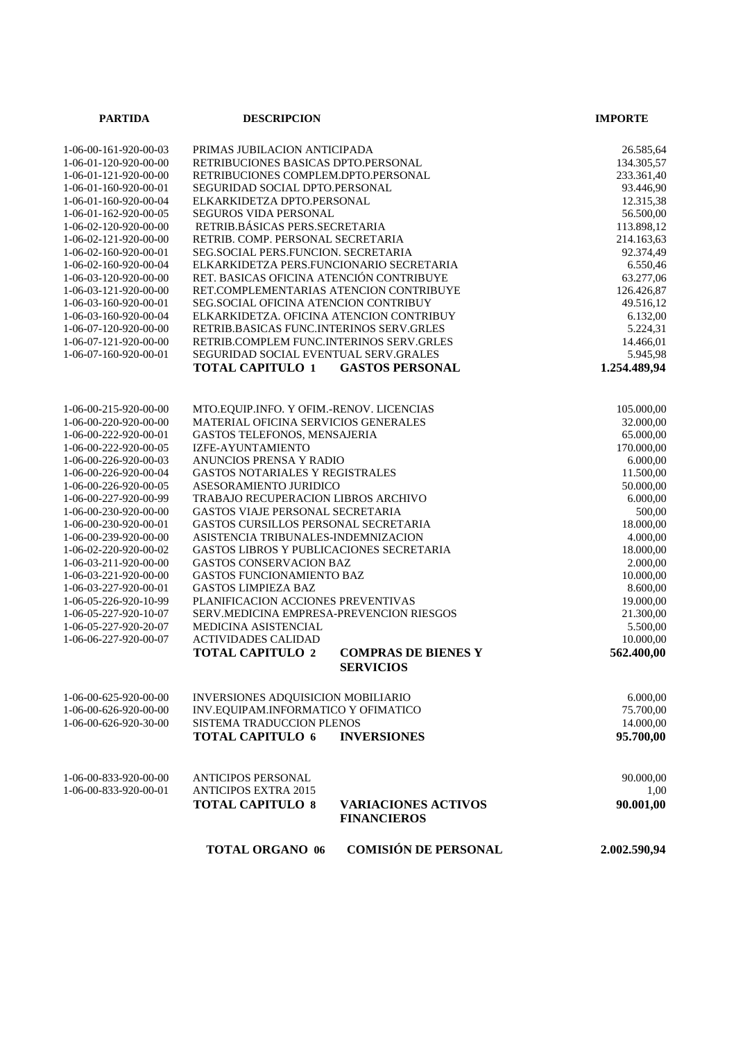| PARTIDA | DESCRIPCION | | IMPORTE |
|---|---|---|---|
| 1-06-00-161-920-00-03 | PRIMAS JUBILACION ANTICIPADA | | 26.585,64 |
| 1-06-01-120-920-00-00 | RETRIBUCIONES BASICAS DPTO.PERSONAL | | 134.305,57 |
| 1-06-01-121-920-00-00 | RETRIBUCIONES COMPLEM.DPTO.PERSONAL | | 233.361,40 |
| 1-06-01-160-920-00-01 | SEGURIDAD SOCIAL DPTO.PERSONAL | | 93.446,90 |
| 1-06-01-160-920-00-04 | ELKARKIDETZA DPTO.PERSONAL | | 12.315,38 |
| 1-06-01-162-920-00-05 | SEGUROS VIDA PERSONAL | | 56.500,00 |
| 1-06-02-120-920-00-00 | RETRIB.BÁSICAS PERS.SECRETARIA | | 113.898,12 |
| 1-06-02-121-920-00-00 | RETRIB. COMP. PERSONAL SECRETARIA | | 214.163,63 |
| 1-06-02-160-920-00-01 | SEG.SOCIAL PERS.FUNCION. SECRETARIA | | 92.374,49 |
| 1-06-02-160-920-00-04 | ELKARKIDETZA PERS.FUNCIONARIO SECRETARIA | | 6.550,46 |
| 1-06-03-120-920-00-00 | RET. BASICAS OFICINA ATENCIÓN CONTRIBUYE | | 63.277,06 |
| 1-06-03-121-920-00-00 | RET.COMPLEMENTARIAS ATENCION CONTRIBUYE | | 126.426,87 |
| 1-06-03-160-920-00-01 | SEG.SOCIAL OFICINA ATENCION CONTRIBUY | | 49.516,12 |
| 1-06-03-160-920-00-04 | ELKARKIDETZA. OFICINA ATENCION CONTRIBUY | | 6.132,00 |
| 1-06-07-120-920-00-00 | RETRIB.BASICAS FUNC.INTERINOS SERV.GRLES | | 5.224,31 |
| 1-06-07-121-920-00-00 | RETRIB.COMPLEM FUNC.INTERINOS SERV.GRLES | | 14.466,01 |
| 1-06-07-160-920-00-01 | SEGURIDAD SOCIAL EVENTUAL SERV.GRALES | | 5.945,98 |
| | **TOTAL CAPITULO 1** | **GASTOS PERSONAL** | **1.254.489,94** |
| 1-06-00-215-920-00-00 | MTO.EQUIP.INFO. Y OFIM.-RENOV. LICENCIAS | | 105.000,00 |
| 1-06-00-220-920-00-00 | MATERIAL OFICINA SERVICIOS GENERALES | | 32.000,00 |
| 1-06-00-222-920-00-01 | GASTOS TELEFONOS, MENSAJERIA | | 65.000,00 |
| 1-06-00-222-920-00-05 | IZFE-AYUNTAMIENTO | | 170.000,00 |
| 1-06-00-226-920-00-03 | ANUNCIOS PRENSA Y RADIO | | 6.000,00 |
| 1-06-00-226-920-00-04 | GASTOS NOTARIALES Y REGISTRALES | | 11.500,00 |
| 1-06-00-226-920-00-05 | ASESORAMIENTO JURIDICO | | 50.000,00 |
| 1-06-00-227-920-00-99 | TRABAJO RECUPERACION LIBROS ARCHIVO | | 6.000,00 |
| 1-06-00-230-920-00-00 | GASTOS VIAJE PERSONAL SECRETARIA | | 500,00 |
| 1-06-00-230-920-00-01 | GASTOS CURSILLOS PERSONAL SECRETARIA | | 18.000,00 |
| 1-06-00-239-920-00-00 | ASISTENCIA TRIBUNALES-INDEMNIZACION | | 4.000,00 |
| 1-06-02-220-920-00-02 | GASTOS LIBROS Y PUBLICACIONES SECRETARIA | | 18.000,00 |
| 1-06-03-211-920-00-00 | GASTOS CONSERVACION BAZ | | 2.000,00 |
| 1-06-03-221-920-00-00 | GASTOS FUNCIONAMIENTO BAZ | | 10.000,00 |
| 1-06-03-227-920-00-01 | GASTOS LIMPIEZA BAZ | | 8.600,00 |
| 1-06-05-226-920-10-99 | PLANIFICACION ACCIONES PREVENTIVAS | | 19.000,00 |
| 1-06-05-227-920-10-07 | SERV.MEDICINA EMPRESA-PREVENCION RIESGOS | | 21.300,00 |
| 1-06-05-227-920-20-07 | MEDICINA ASISTENCIAL | | 5.500,00 |
| 1-06-06-227-920-00-07 | ACTIVIDADES CALIDAD | | 10.000,00 |
| | **TOTAL CAPITULO 2** | **COMPRAS DE BIENES Y SERVICIOS** | **562.400,00** |
| 1-06-00-625-920-00-00 | INVERSIONES ADQUISICION MOBILIARIO | | 6.000,00 |
| 1-06-00-626-920-00-00 | INV.EQUIPAM.INFORMATICO Y OFIMATICO | | 75.700,00 |
| 1-06-00-626-920-30-00 | SISTEMA TRADUCCION PLENOS | | 14.000,00 |
| | **TOTAL CAPITULO 6** | **INVERSIONES** | **95.700,00** |
| 1-06-00-833-920-00-00 | ANTICIPOS PERSONAL | | 90.000,00 |
| 1-06-00-833-920-00-01 | ANTICIPOS EXTRA 2015 | | 1,00 |
| | **TOTAL CAPITULO 8** | **VARIACIONES ACTIVOS FINANCIEROS** | **90.001,00** |
| | **TOTAL ORGANO 06** | **COMISIÓN DE PERSONAL** | **2.002.590,94** |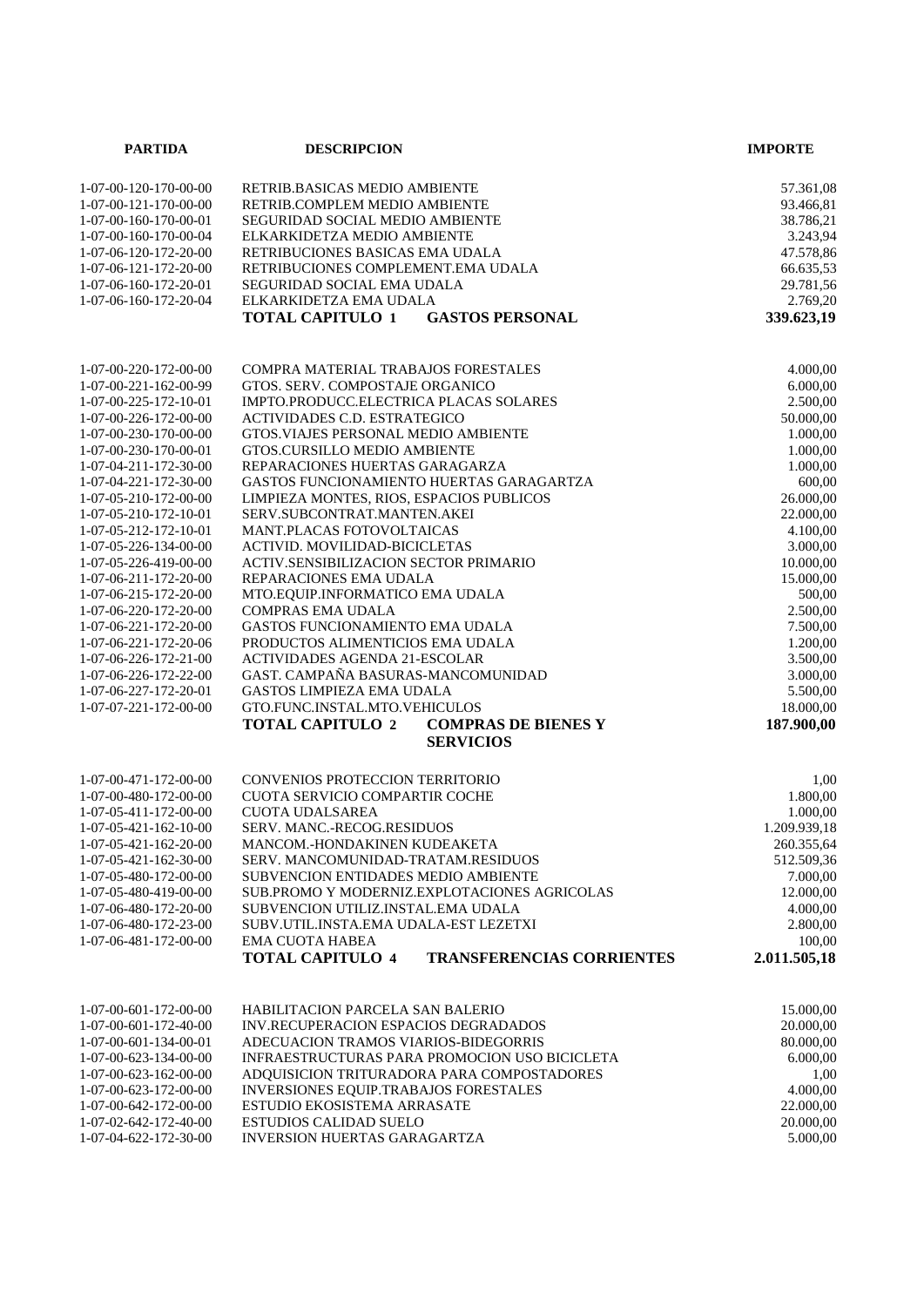| PARTIDA | DESCRIPCION | IMPORTE |
|---|---|---|
| 1-07-00-120-170-00-00 | RETRIB.BASICAS MEDIO AMBIENTE | 57.361,08 |
| 1-07-00-121-170-00-00 | RETRIB.COMPLEM MEDIO AMBIENTE | 93.466,81 |
| 1-07-00-160-170-00-01 | SEGURIDAD SOCIAL MEDIO AMBIENTE | 38.786,21 |
| 1-07-00-160-170-00-04 | ELKARKIDETZA MEDIO AMBIENTE | 3.243,94 |
| 1-07-06-120-172-20-00 | RETRIBUCIONES BASICAS EMA UDALA | 47.578,86 |
| 1-07-06-121-172-20-00 | RETRIBUCIONES COMPLEMENT.EMA UDALA | 66.635,53 |
| 1-07-06-160-172-20-01 | SEGURIDAD SOCIAL EMA UDALA | 29.781,56 |
| 1-07-06-160-172-20-04 | ELKARKIDETZA EMA UDALA | 2.769,20 |
| | **TOTAL CAPITULO 1 GASTOS PERSONAL** | **339.623,19** |
| | | |
| 1-07-00-220-172-00-00 | COMPRA MATERIAL TRABAJOS FORESTALES | 4.000,00 |
| 1-07-00-221-162-00-99 | GTOS. SERV. COMPOSTAJE ORGANICO | 6.000,00 |
| 1-07-00-225-172-10-01 | IMPTO.PRODUCC.ELECTRICA PLACAS SOLARES | 2.500,00 |
| 1-07-00-226-172-00-00 | ACTIVIDADES C.D. ESTRATEGICO | 50.000,00 |
| 1-07-00-230-170-00-00 | GTOS.VIAJES PERSONAL MEDIO AMBIENTE | 1.000,00 |
| 1-07-00-230-170-00-01 | GTOS.CURSILLO MEDIO AMBIENTE | 1.000,00 |
| 1-07-04-211-172-30-00 | REPARACIONES HUERTAS GARAGARZA | 1.000,00 |
| 1-07-04-221-172-30-00 | GASTOS FUNCIONAMIENTO HUERTAS GARAGARTZA | 600,00 |
| 1-07-05-210-172-00-00 | LIMPIEZA MONTES, RIOS, ESPACIOS PUBLICOS | 26.000,00 |
| 1-07-05-210-172-10-01 | SERV.SUBCONTRAT.MANTEN.AKEI | 22.000,00 |
| 1-07-05-212-172-10-01 | MANT.PLACAS FOTOVOLTAICAS | 4.100,00 |
| 1-07-05-226-134-00-00 | ACTIVID. MOVILIDAD-BICICLETAS | 3.000,00 |
| 1-07-05-226-419-00-00 | ACTIV.SENSIBILIZACION SECTOR PRIMARIO | 10.000,00 |
| 1-07-06-211-172-20-00 | REPARACIONES EMA UDALA | 15.000,00 |
| 1-07-06-215-172-20-00 | MTO.EQUIP.INFORMATICO EMA UDALA | 500,00 |
| 1-07-06-220-172-20-00 | COMPRAS EMA UDALA | 2.500,00 |
| 1-07-06-221-172-20-00 | GASTOS FUNCIONAMIENTO EMA UDALA | 7.500,00 |
| 1-07-06-221-172-20-06 | PRODUCTOS ALIMENTICIOS EMA UDALA | 1.200,00 |
| 1-07-06-226-172-21-00 | ACTIVIDADES AGENDA 21-ESCOLAR | 3.500,00 |
| 1-07-06-226-172-22-00 | GAST. CAMPAÑA BASURAS-MANCOMUNIDAD | 3.000,00 |
| 1-07-06-227-172-20-01 | GASTOS LIMPIEZA EMA UDALA | 5.500,00 |
| 1-07-07-221-172-00-00 | GTO.FUNC.INSTAL.MTO.VEHICULOS | 18.000,00 |
| | **TOTAL CAPITULO 2 COMPRAS DE BIENES Y SERVICIOS** | **187.900,00** |
| | | |
| 1-07-00-471-172-00-00 | CONVENIOS PROTECCION TERRITORIO | 1,00 |
| 1-07-00-480-172-00-00 | CUOTA SERVICIO COMPARTIR COCHE | 1.800,00 |
| 1-07-05-411-172-00-00 | CUOTA UDALSAREA | 1.000,00 |
| 1-07-05-421-162-10-00 | SERV. MANC.-RECOG.RESIDUOS | 1.209.939,18 |
| 1-07-05-421-162-20-00 | MANCOM.-HONDAKINEN KUDEAKETA | 260.355,64 |
| 1-07-05-421-162-30-00 | SERV. MANCOMUNIDAD-TRATAM.RESIDUOS | 512.509,36 |
| 1-07-05-480-172-00-00 | SUBVENCION ENTIDADES MEDIO AMBIENTE | 7.000,00 |
| 1-07-05-480-419-00-00 | SUB.PROMO Y MODERNIZ.EXPLOTACIONES AGRICOLAS | 12.000,00 |
| 1-07-06-480-172-20-00 | SUBVENCION UTILIZ.INSTAL.EMA UDALA | 4.000,00 |
| 1-07-06-480-172-23-00 | SUBV.UTIL.INSTA.EMA UDALA-EST LEZETXI | 2.800,00 |
| 1-07-06-481-172-00-00 | EMA CUOTA HABEA | 100,00 |
| | **TOTAL CAPITULO 4 TRANSFERENCIAS CORRIENTES** | **2.011.505,18** |
| | | |
| 1-07-00-601-172-00-00 | HABILITACION PARCELA SAN BALERIO | 15.000,00 |
| 1-07-00-601-172-40-00 | INV.RECUPERACION ESPACIOS DEGRADADOS | 20.000,00 |
| 1-07-00-601-134-00-01 | ADECUACION TRAMOS VIARIOS-BIDEGORRIS | 80.000,00 |
| 1-07-00-623-134-00-00 | INFRAESTRUCTURAS PARA PROMOCION USO BICICLETA | 6.000,00 |
| 1-07-00-623-162-00-00 | ADQUISICION TRITURADORA PARA COMPOSTADORES | 1,00 |
| 1-07-00-623-172-00-00 | INVERSIONES EQUIP.TRABAJOS FORESTALES | 4.000,00 |
| 1-07-00-642-172-00-00 | ESTUDIO EKOSISTEMA ARRASATE | 22.000,00 |
| 1-07-02-642-172-40-00 | ESTUDIOS CALIDAD SUELO | 20.000,00 |
| 1-07-04-622-172-30-00 | INVERSION HUERTAS GARAGARTZA | 5.000,00 |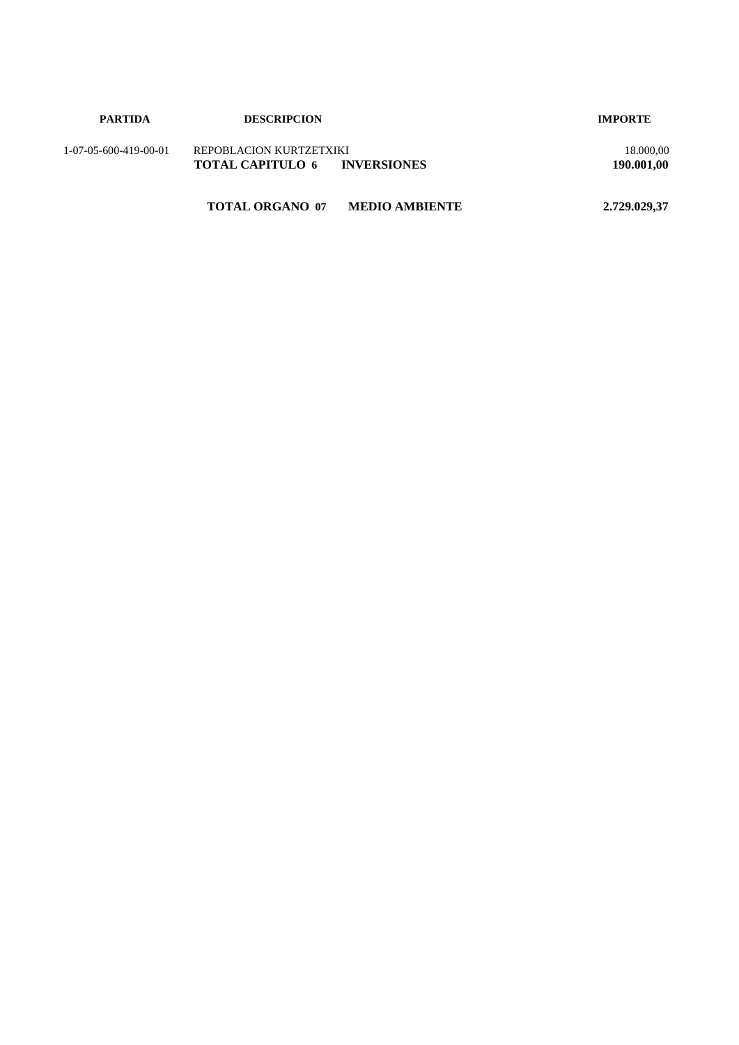| PARTIDA | DESCRIPCION | IMPORTE |
| --- | --- | --- |
| 1-07-05-600-419-00-01 | REPOBLACION KURTZETXIKI | 18.000,00 |
| | **TOTAL CAPITULO 6 INVERSIONES** | **190.001,00** |
| | **TOTAL ORGANO 07 MEDIO AMBIENTE** | **2.729.029,37** |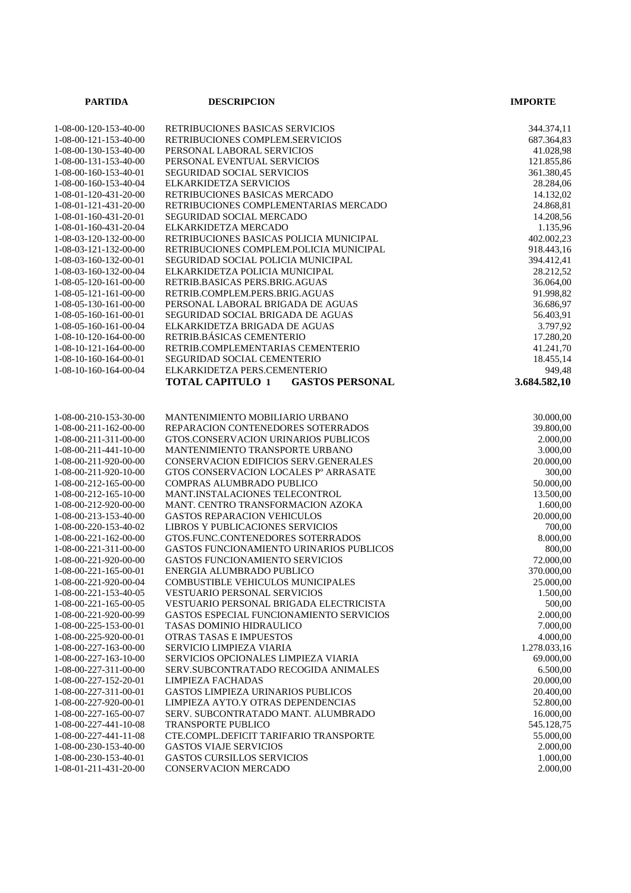| PARTIDA | DESCRIPCION | IMPORTE |
|---|---|---|
| 1-08-00-120-153-40-00 | RETRIBUCIONES BASICAS SERVICIOS | 344.374,11 |
| 1-08-00-121-153-40-00 | RETRIBUCIONES COMPLEM.SERVICIOS | 687.364,83 |
| 1-08-00-130-153-40-00 | PERSONAL LABORAL SERVICIOS | 41.028,98 |
| 1-08-00-131-153-40-00 | PERSONAL EVENTUAL SERVICIOS | 121.855,86 |
| 1-08-00-160-153-40-01 | SEGURIDAD SOCIAL SERVICIOS | 361.380,45 |
| 1-08-00-160-153-40-04 | ELKARKIDETZA SERVICIOS | 28.284,06 |
| 1-08-01-120-431-20-00 | RETRIBUCIONES BASICAS MERCADO | 14.132,02 |
| 1-08-01-121-431-20-00 | RETRIBUCIONES COMPLEMENTARIAS MERCADO | 24.868,81 |
| 1-08-01-160-431-20-01 | SEGURIDAD SOCIAL MERCADO | 14.208,56 |
| 1-08-01-160-431-20-04 | ELKARKIDETZA MERCADO | 1.135,96 |
| 1-08-03-120-132-00-00 | RETRIBUCIONES BASICAS POLICIA MUNICIPAL | 402.002,23 |
| 1-08-03-121-132-00-00 | RETRIBUCIONES COMPLEM.POLICIA MUNICIPAL | 918.443,16 |
| 1-08-03-160-132-00-01 | SEGURIDAD SOCIAL POLICIA MUNICIPAL | 394.412,41 |
| 1-08-03-160-132-00-04 | ELKARKIDETZA POLICIA MUNICIPAL | 28.212,52 |
| 1-08-05-120-161-00-00 | RETRIB.BASICAS PERS.BRIG.AGUAS | 36.064,00 |
| 1-08-05-121-161-00-00 | RETRIB.COMPLEM.PERS.BRIG.AGUAS | 91.998,82 |
| 1-08-05-130-161-00-00 | PERSONAL LABORAL BRIGADA DE AGUAS | 36.686,97 |
| 1-08-05-160-161-00-01 | SEGURIDAD SOCIAL BRIGADA DE AGUAS | 56.403,91 |
| 1-08-05-160-161-00-04 | ELKARKIDETZA BRIGADA DE AGUAS | 3.797,92 |
| 1-08-10-120-164-00-00 | RETRIB.BÁSICAS CEMENTERIO | 17.280,20 |
| 1-08-10-121-164-00-00 | RETRIB.COMPLEMENTARIAS CEMENTERIO | 41.241,70 |
| 1-08-10-160-164-00-01 | SEGURIDAD SOCIAL CEMENTERIO | 18.455,14 |
| 1-08-10-160-164-00-04 | ELKARKIDETZA PERS.CEMENTERIO | 949,48 |
| | **TOTAL CAPITULO 1 GASTOS PERSONAL** | **3.684.582,10** |
| | | |
| 1-08-00-210-153-30-00 | MANTENIMIENTO MOBILIARIO URBANO | 30.000,00 |
| 1-08-00-211-162-00-00 | REPARACION CONTENEDORES SOTERRADOS | 39.800,00 |
| 1-08-00-211-311-00-00 | GTOS.CONSERVACION URINARIOS PUBLICOS | 2.000,00 |
| 1-08-00-211-441-10-00 | MANTENIMIENTO TRANSPORTE URBANO | 3.000,00 |
| 1-08-00-211-920-00-00 | CONSERVACION EDIFICIOS SERV.GENERALES | 20.000,00 |
| 1-08-00-211-920-10-00 | GTOS CONSERVACION LOCALES Pº ARRASATE | 300,00 |
| 1-08-00-212-165-00-00 | COMPRAS ALUMBRADO PUBLICO | 50.000,00 |
| 1-08-00-212-165-10-00 | MANT.INSTALACIONES TELECONTROL | 13.500,00 |
| 1-08-00-212-920-00-00 | MANT. CENTRO TRANSFORMACION AZOKA | 1.600,00 |
| 1-08-00-213-153-40-00 | GASTOS REPARACION VEHICULOS | 20.000,00 |
| 1-08-00-220-153-40-02 | LIBROS Y PUBLICACIONES SERVICIOS | 700,00 |
| 1-08-00-221-162-00-00 | GTOS.FUNC.CONTENEDORES SOTERRADOS | 8.000,00 |
| 1-08-00-221-311-00-00 | GASTOS FUNCIONAMIENTO URINARIOS PUBLICOS | 800,00 |
| 1-08-00-221-920-00-00 | GASTOS FUNCIONAMIENTO SERVICIOS | 72.000,00 |
| 1-08-00-221-165-00-01 | ENERGIA ALUMBRADO PUBLICO | 370.000,00 |
| 1-08-00-221-920-00-04 | COMBUSTIBLE VEHICULOS MUNICIPALES | 25.000,00 |
| 1-08-00-221-153-40-05 | VESTUARIO PERSONAL SERVICIOS | 1.500,00 |
| 1-08-00-221-165-00-05 | VESTUARIO PERSONAL BRIGADA ELECTRICISTA | 500,00 |
| 1-08-00-221-920-00-99 | GASTOS ESPECIAL FUNCIONAMIENTO SERVICIOS | 2.000,00 |
| 1-08-00-225-153-00-01 | TASAS DOMINIO HIDRAULICO | 7.000,00 |
| 1-08-00-225-920-00-01 | OTRAS TASAS E IMPUESTOS | 4.000,00 |
| 1-08-00-227-163-00-00 | SERVICIO LIMPIEZA VIARIA | 1.278.033,16 |
| 1-08-00-227-163-10-00 | SERVICIOS OPCIONALES LIMPIEZA VIARIA | 69.000,00 |
| 1-08-00-227-311-00-00 | SERV.SUBCONTRATADO RECOGIDA ANIMALES | 6.500,00 |
| 1-08-00-227-152-20-01 | LIMPIEZA FACHADAS | 20.000,00 |
| 1-08-00-227-311-00-01 | GASTOS LIMPIEZA URINARIOS PUBLICOS | 20.400,00 |
| 1-08-00-227-920-00-01 | LIMPIEZA AYTO.Y OTRAS DEPENDENCIAS | 52.800,00 |
| 1-08-00-227-165-00-07 | SERV. SUBCONTRATADO MANT. ALUMBRADO | 16.000,00 |
| 1-08-00-227-441-10-08 | TRANSPORTE PUBLICO | 545.128,75 |
| 1-08-00-227-441-11-08 | CTE.COMPL.DEFICIT TARIFARIO TRANSPORTE | 55.000,00 |
| 1-08-00-230-153-40-00 | GASTOS VIAJE SERVICIOS | 2.000,00 |
| 1-08-00-230-153-40-01 | GASTOS CURSILLOS SERVICIOS | 1.000,00 |
| 1-08-01-211-431-20-00 | CONSERVACION MERCADO | 2.000,00 |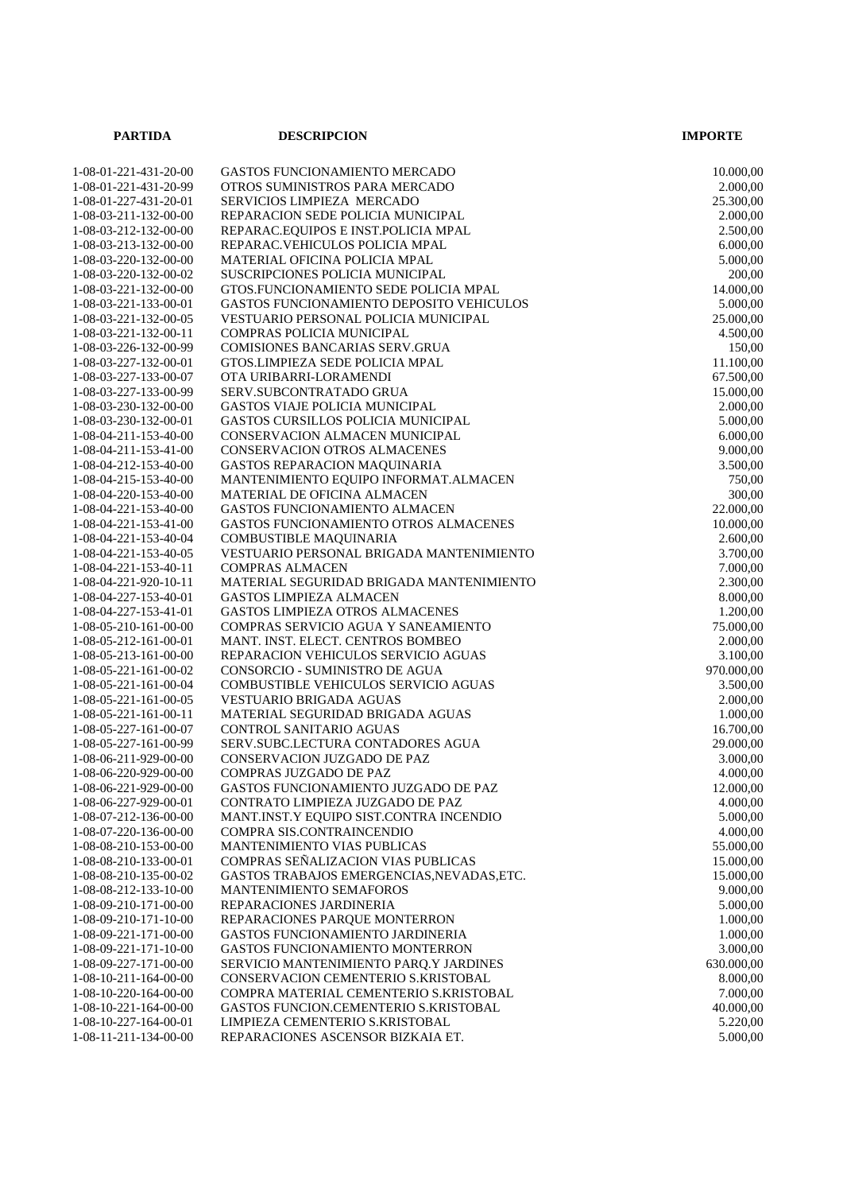| PARTIDA | DESCRIPCION | IMPORTE |
|---|---|---|
| 1-08-01-221-431-20-00 | GASTOS FUNCIONAMIENTO MERCADO | 10.000,00 |
| 1-08-01-221-431-20-99 | OTROS SUMINISTROS PARA MERCADO | 2.000,00 |
| 1-08-01-227-431-20-01 | SERVICIOS LIMPIEZA MERCADO | 25.300,00 |
| 1-08-03-211-132-00-00 | REPARACION SEDE POLICIA MUNICIPAL | 2.000,00 |
| 1-08-03-212-132-00-00 | REPARAC.EQUIPOS E INST.POLICIA MPAL | 2.500,00 |
| 1-08-03-213-132-00-00 | REPARAC.VEHICULOS POLICIA MPAL | 6.000,00 |
| 1-08-03-220-132-00-00 | MATERIAL OFICINA POLICIA MPAL | 5.000,00 |
| 1-08-03-220-132-00-02 | SUSCRIPCIONES POLICIA MUNICIPAL | 200,00 |
| 1-08-03-221-132-00-00 | GTOS.FUNCIONAMIENTO SEDE POLICIA MPAL | 14.000,00 |
| 1-08-03-221-133-00-01 | GASTOS FUNCIONAMIENTO DEPOSITO VEHICULOS | 5.000,00 |
| 1-08-03-221-132-00-05 | VESTUARIO PERSONAL POLICIA MUNICIPAL | 25.000,00 |
| 1-08-03-221-132-00-11 | COMPRAS POLICIA MUNICIPAL | 4.500,00 |
| 1-08-03-226-132-00-99 | COMISIONES BANCARIAS SERV.GRUA | 150,00 |
| 1-08-03-227-132-00-01 | GTOS.LIMPIEZA SEDE POLICIA MPAL | 11.100,00 |
| 1-08-03-227-133-00-07 | OTA URIBARRI-LORAMENDI | 67.500,00 |
| 1-08-03-227-133-00-99 | SERV.SUBCONTRATADO GRUA | 15.000,00 |
| 1-08-03-230-132-00-00 | GASTOS VIAJE POLICIA MUNICIPAL | 2.000,00 |
| 1-08-03-230-132-00-01 | GASTOS CURSILLOS POLICIA MUNICIPAL | 5.000,00 |
| 1-08-04-211-153-40-00 | CONSERVACION ALMACEN MUNICIPAL | 6.000,00 |
| 1-08-04-211-153-41-00 | CONSERVACION OTROS ALMACENES | 9.000,00 |
| 1-08-04-212-153-40-00 | GASTOS REPARACION MAQUINARIA | 3.500,00 |
| 1-08-04-215-153-40-00 | MANTENIMIENTO EQUIPO INFORMAT.ALMACEN | 750,00 |
| 1-08-04-220-153-40-00 | MATERIAL DE OFICINA ALMACEN | 300,00 |
| 1-08-04-221-153-40-00 | GASTOS FUNCIONAMIENTO ALMACEN | 22.000,00 |
| 1-08-04-221-153-41-00 | GASTOS FUNCIONAMIENTO OTROS ALMACENES | 10.000,00 |
| 1-08-04-221-153-40-04 | COMBUSTIBLE MAQUINARIA | 2.600,00 |
| 1-08-04-221-153-40-05 | VESTUARIO PERSONAL BRIGADA MANTENIMIENTO | 3.700,00 |
| 1-08-04-221-153-40-11 | COMPRAS ALMACEN | 7.000,00 |
| 1-08-04-221-920-10-11 | MATERIAL SEGURIDAD BRIGADA MANTENIMIENTO | 2.300,00 |
| 1-08-04-227-153-40-01 | GASTOS LIMPIEZA ALMACEN | 8.000,00 |
| 1-08-04-227-153-41-01 | GASTOS LIMPIEZA OTROS ALMACENES | 1.200,00 |
| 1-08-05-210-161-00-00 | COMPRAS SERVICIO AGUA Y SANEAMIENTO | 75.000,00 |
| 1-08-05-212-161-00-01 | MANT. INST. ELECT. CENTROS BOMBEO | 2.000,00 |
| 1-08-05-213-161-00-00 | REPARACION VEHICULOS SERVICIO AGUAS | 3.100,00 |
| 1-08-05-221-161-00-02 | CONSORCIO - SUMINISTRO DE AGUA | 970.000,00 |
| 1-08-05-221-161-00-04 | COMBUSTIBLE VEHICULOS SERVICIO AGUAS | 3.500,00 |
| 1-08-05-221-161-00-05 | VESTUARIO BRIGADA AGUAS | 2.000,00 |
| 1-08-05-221-161-00-11 | MATERIAL SEGURIDAD BRIGADA AGUAS | 1.000,00 |
| 1-08-05-227-161-00-07 | CONTROL SANITARIO AGUAS | 16.700,00 |
| 1-08-05-227-161-00-99 | SERV.SUBC.LECTURA CONTADORES AGUA | 29.000,00 |
| 1-08-06-211-929-00-00 | CONSERVACION JUZGADO DE PAZ | 3.000,00 |
| 1-08-06-220-929-00-00 | COMPRAS JUZGADO DE PAZ | 4.000,00 |
| 1-08-06-221-929-00-00 | GASTOS FUNCIONAMIENTO JUZGADO DE PAZ | 12.000,00 |
| 1-08-06-227-929-00-01 | CONTRATO LIMPIEZA JUZGADO DE PAZ | 4.000,00 |
| 1-08-07-212-136-00-00 | MANT.INST.Y EQUIPO SIST.CONTRA INCENDIO | 5.000,00 |
| 1-08-07-220-136-00-00 | COMPRA SIS.CONTRAINCENDIO | 4.000,00 |
| 1-08-08-210-153-00-00 | MANTENIMIENTO VIAS PUBLICAS | 55.000,00 |
| 1-08-08-210-133-00-01 | COMPRAS SEÑALIZACION VIAS PUBLICAS | 15.000,00 |
| 1-08-08-210-135-00-02 | GASTOS TRABAJOS EMERGENCIAS,NEVADAS,ETC. | 15.000,00 |
| 1-08-08-212-133-10-00 | MANTENIMIENTO SEMAFOROS | 9.000,00 |
| 1-08-09-210-171-00-00 | REPARACIONES JARDINERIA | 5.000,00 |
| 1-08-09-210-171-10-00 | REPARACIONES PARQUE MONTERRON | 1.000,00 |
| 1-08-09-221-171-00-00 | GASTOS FUNCIONAMIENTO JARDINERIA | 1.000,00 |
| 1-08-09-221-171-10-00 | GASTOS FUNCIONAMIENTO MONTERRON | 3.000,00 |
| 1-08-09-227-171-00-00 | SERVICIO MANTENIMIENTO PARQ.Y JARDINES | 630.000,00 |
| 1-08-10-211-164-00-00 | CONSERVACION CEMENTERIO S.KRISTOBAL | 8.000,00 |
| 1-08-10-220-164-00-00 | COMPRA MATERIAL CEMENTERIO S.KRISTOBAL | 7.000,00 |
| 1-08-10-221-164-00-00 | GASTOS FUNCION.CEMENTERIO S.KRISTOBAL | 40.000,00 |
| 1-08-10-227-164-00-01 | LIMPIEZA CEMENTERIO S.KRISTOBAL | 5.220,00 |
| 1-08-11-211-134-00-00 | REPARACIONES ASCENSOR BIZKAIA ET. | 5.000,00 |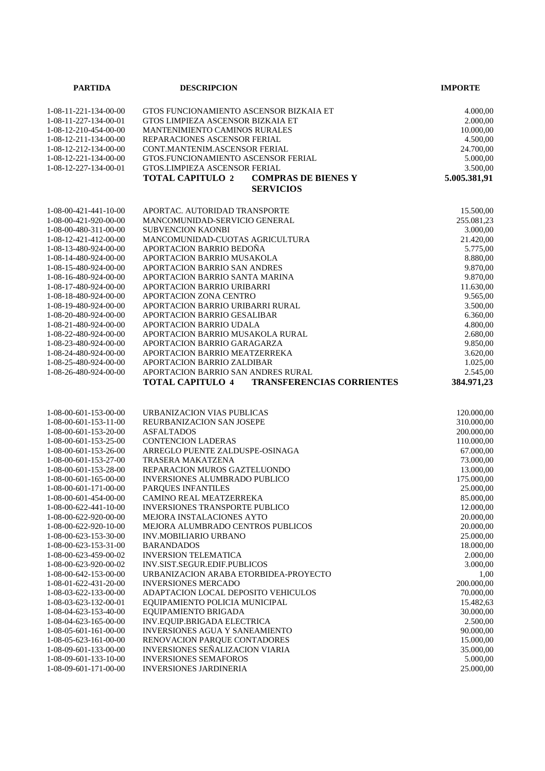| PARTIDA | DESCRIPCION | IMPORTE |
|---|---|---|
| 1-08-11-221-134-00-00 | GTOS FUNCIONAMIENTO ASCENSOR BIZKAIA ET | 4.000,00 |
| 1-08-11-227-134-00-01 | GTOS LIMPIEZA ASCENSOR BIZKAIA ET | 2.000,00 |
| 1-08-12-210-454-00-00 | MANTENIMIENTO CAMINOS RURALES | 10.000,00 |
| 1-08-12-211-134-00-00 | REPARACIONES ASCENSOR FERIAL | 4.500,00 |
| 1-08-12-212-134-00-00 | CONT.MANTENIM.ASCENSOR FERIAL | 24.700,00 |
| 1-08-12-221-134-00-00 | GTOS.FUNCIONAMIENTO ASCENSOR FERIAL | 5.000,00 |
| 1-08-12-227-134-00-01 | GTOS.LIMPIEZA ASCENSOR FERIAL | 3.500,00 |
| | **TOTAL CAPITULO 2 COMPRAS DE BIENES Y SERVICIOS** | **5.005.381,91** |
| 1-08-00-421-441-10-00 | APORTAC. AUTORIDAD TRANSPORTE | 15.500,00 |
| 1-08-00-421-920-00-00 | MANCOMUNIDAD-SERVICIO GENERAL | 255.081,23 |
| 1-08-00-480-311-00-00 | SUBVENCION KAONBI | 3.000,00 |
| 1-08-12-421-412-00-00 | MANCOMUNIDAD-CUOTAS AGRICULTURA | 21.420,00 |
| 1-08-13-480-924-00-00 | APORTACION BARRIO BEDOÑA | 5.775,00 |
| 1-08-14-480-924-00-00 | APORTACION BARRIO MUSAKOLA | 8.880,00 |
| 1-08-15-480-924-00-00 | APORTACION BARRIO SAN ANDRES | 9.870,00 |
| 1-08-16-480-924-00-00 | APORTACION BARRIO SANTA MARINA | 9.870,00 |
| 1-08-17-480-924-00-00 | APORTACION BARRIO URIBARRI | 11.630,00 |
| 1-08-18-480-924-00-00 | APORTACION ZONA CENTRO | 9.565,00 |
| 1-08-19-480-924-00-00 | APORTACION BARRIO URIBARRI RURAL | 3.500,00 |
| 1-08-20-480-924-00-00 | APORTACION BARRIO GESALIBAR | 6.360,00 |
| 1-08-21-480-924-00-00 | APORTACION BARRIO UDALA | 4.800,00 |
| 1-08-22-480-924-00-00 | APORTACION BARRIO MUSAKOLA RURAL | 2.680,00 |
| 1-08-23-480-924-00-00 | APORTACION BARRIO GARAGARZA | 9.850,00 |
| 1-08-24-480-924-00-00 | APORTACION BARRIO MEATZERREKA | 3.620,00 |
| 1-08-25-480-924-00-00 | APORTACION BARRIO ZALDIBAR | 1.025,00 |
| 1-08-26-480-924-00-00 | APORTACION BARRIO SAN ANDRES RURAL | 2.545,00 |
| | **TOTAL CAPITULO 4 TRANSFERENCIAS CORRIENTES** | **384.971,23** |
| 1-08-00-601-153-00-00 | URBANIZACION VIAS PUBLICAS | 120.000,00 |
| 1-08-00-601-153-11-00 | REURBANIZACION SAN JOSEPE | 310.000,00 |
| 1-08-00-601-153-20-00 | ASFALTADOS | 200.000,00 |
| 1-08-00-601-153-25-00 | CONTENCION LADERAS | 110.000,00 |
| 1-08-00-601-153-26-00 | ARREGLO PUENTE ZALDUSPE-OSINAGA | 67.000,00 |
| 1-08-00-601-153-27-00 | TRASERA MAKATZENA | 73.000,00 |
| 1-08-00-601-153-28-00 | REPARACION MUROS GAZTELUONDO | 13.000,00 |
| 1-08-00-601-165-00-00 | INVERSIONES ALUMBRADO PUBLICO | 175.000,00 |
| 1-08-00-601-171-00-00 | PARQUES INFANTILES | 25.000,00 |
| 1-08-00-601-454-00-00 | CAMINO REAL MEATZERREKA | 85.000,00 |
| 1-08-00-622-441-10-00 | INVERSIONES TRANSPORTE PUBLICO | 12.000,00 |
| 1-08-00-622-920-00-00 | MEJORA INSTALACIONES AYTO | 20.000,00 |
| 1-08-00-622-920-10-00 | MEJORA ALUMBRADO CENTROS PUBLICOS | 20.000,00 |
| 1-08-00-623-153-30-00 | INV.MOBILIARIO URBANO | 25.000,00 |
| 1-08-00-623-153-31-00 | BARANDADOS | 18.000,00 |
| 1-08-00-623-459-00-02 | INVERSION TELEMATICA | 2.000,00 |
| 1-08-00-623-920-00-02 | INV.SIST.SEGUR.EDIF.PUBLICOS | 3.000,00 |
| 1-08-00-642-153-00-00 | URBANIZACION ARABA ETORBIDEA-PROYECTO | 1,00 |
| 1-08-01-622-431-20-00 | INVERSIONES MERCADO | 200.000,00 |
| 1-08-03-622-133-00-00 | ADAPTACION LOCAL DEPOSITO VEHICULOS | 70.000,00 |
| 1-08-03-623-132-00-01 | EQUIPAMIENTO POLICIA MUNICIPAL | 15.482,63 |
| 1-08-04-623-153-40-00 | EQUIPAMIENTO BRIGADA | 30.000,00 |
| 1-08-04-623-165-00-00 | INV.EQUIP.BRIGADA ELECTRICA | 2.500,00 |
| 1-08-05-601-161-00-00 | INVERSIONES AGUA Y SANEAMIENTO | 90.000,00 |
| 1-08-05-623-161-00-00 | RENOVACION PARQUE CONTADORES | 15.000,00 |
| 1-08-09-601-133-00-00 | INVERSIONES SEÑALIZACION VIARIA | 35.000,00 |
| 1-08-09-601-133-10-00 | INVERSIONES SEMAFOROS | 5.000,00 |
| 1-08-09-601-171-00-00 | INVERSIONES JARDINERIA | 25.000,00 |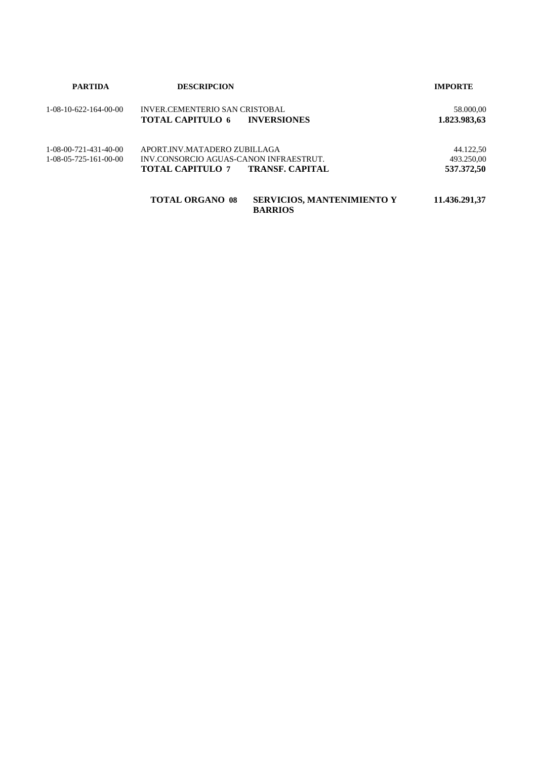| PARTIDA | DESCRIPCION | | IMPORTE |
|---|---|---|---|
| 1-08-10-622-164-00-00 | INVER.CEMENTERIO SAN CRISTOBAL | | 58.000,00 |
| | **TOTAL CAPITULO 6** | **INVERSIONES** | **1.823.983,63** |
| 1-08-00-721-431-40-00 | APORT.INV.MATADERO ZUBILLAGA | | 44.122,50 |
| 1-08-05-725-161-00-00 | INV.CONSORCIO AGUAS-CANON INFRAESTRUT. | | 493.250,00 |
| | **TOTAL CAPITULO 7** | **TRANSF. CAPITAL** | **537.372,50** |
| | **TOTAL ORGANO 08** | **SERVICIOS, MANTENIMIENTO Y BARRIOS** | **11.436.291,37** |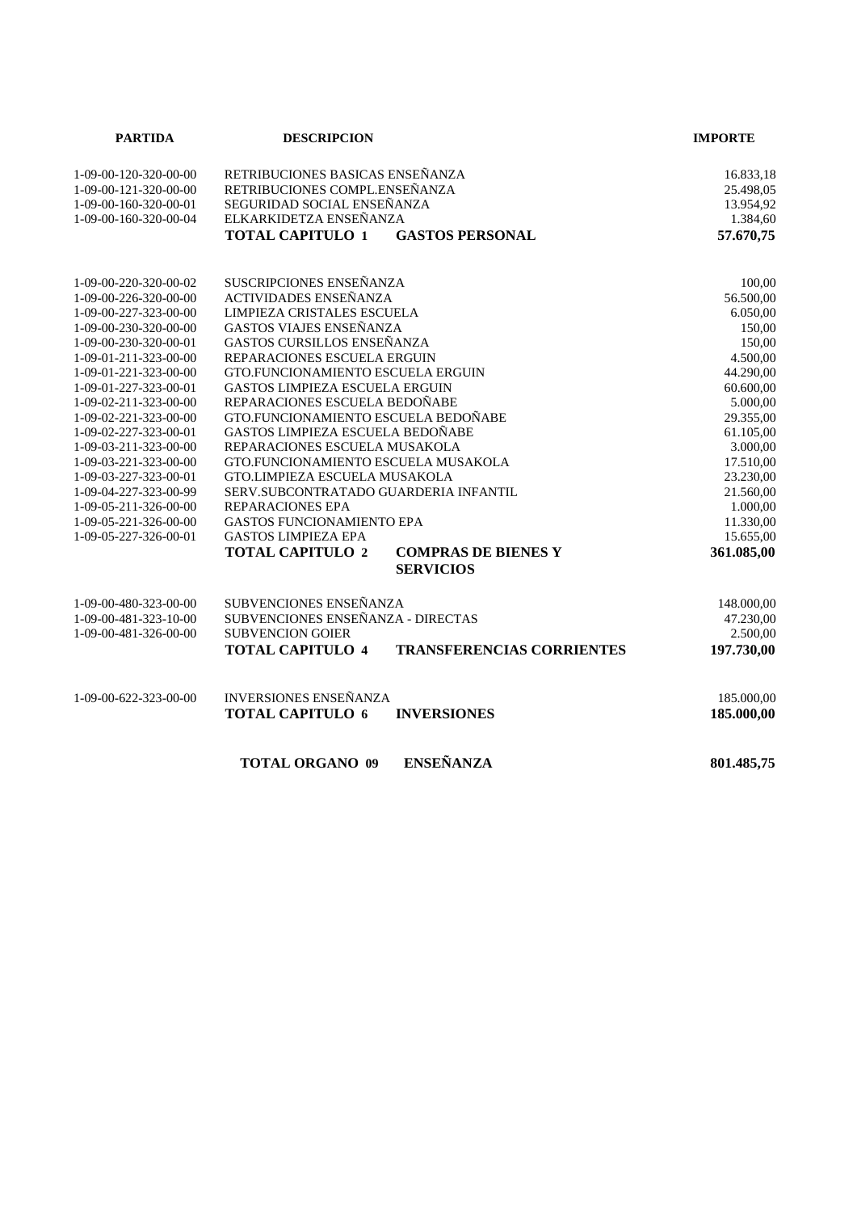| PARTIDA | DESCRIPCION | | IMPORTE |
|---|---|---|---|
| 1-09-00-120-320-00-00 | RETRIBUCIONES BASICAS ENSEÑANZA | | 16.833,18 |
| 1-09-00-121-320-00-00 | RETRIBUCIONES COMPL.ENSEÑANZA | | 25.498,05 |
| 1-09-00-160-320-00-01 | SEGURIDAD SOCIAL ENSEÑANZA | | 13.954,92 |
| 1-09-00-160-320-00-04 | ELKARKIDETZA ENSEÑANZA | | 1.384,60 |
| | **TOTAL CAPITULO 1** | **GASTOS PERSONAL** | **57.670,75** |
| 1-09-00-220-320-00-02 | SUSCRIPCIONES ENSEÑANZA | | 100,00 |
| 1-09-00-226-320-00-00 | ACTIVIDADES ENSEÑANZA | | 56.500,00 |
| 1-09-00-227-323-00-00 | LIMPIEZA CRISTALES ESCUELA | | 6.050,00 |
| 1-09-00-230-320-00-00 | GASTOS VIAJES ENSEÑANZA | | 150,00 |
| 1-09-00-230-320-00-01 | GASTOS CURSILLOS ENSEÑANZA | | 150,00 |
| 1-09-01-211-323-00-00 | REPARACIONES ESCUELA ERGUIN | | 4.500,00 |
| 1-09-01-221-323-00-00 | GTO.FUNCIONAMIENTO ESCUELA ERGUIN | | 44.290,00 |
| 1-09-01-227-323-00-01 | GASTOS LIMPIEZA ESCUELA ERGUIN | | 60.600,00 |
| 1-09-02-211-323-00-00 | REPARACIONES ESCUELA BEDOÑABE | | 5.000,00 |
| 1-09-02-221-323-00-00 | GTO.FUNCIONAMIENTO ESCUELA BEDOÑABE | | 29.355,00 |
| 1-09-02-227-323-00-01 | GASTOS LIMPIEZA ESCUELA BEDOÑABE | | 61.105,00 |
| 1-09-03-211-323-00-00 | REPARACIONES ESCUELA MUSAKOLA | | 3.000,00 |
| 1-09-03-221-323-00-00 | GTO.FUNCIONAMIENTO ESCUELA MUSAKOLA | | 17.510,00 |
| 1-09-03-227-323-00-01 | GTO.LIMPIEZA ESCUELA MUSAKOLA | | 23.230,00 |
| 1-09-04-227-323-00-99 | SERV.SUBCONTRATADO GUARDERIA INFANTIL | | 21.560,00 |
| 1-09-05-211-326-00-00 | REPARACIONES EPA | | 1.000,00 |
| 1-09-05-221-326-00-00 | GASTOS FUNCIONAMIENTO EPA | | 11.330,00 |
| 1-09-05-227-326-00-01 | GASTOS LIMPIEZA EPA | | 15.655,00 |
| | **TOTAL CAPITULO 2** | **COMPRAS DE BIENES Y SERVICIOS** | **361.085,00** |
| 1-09-00-480-323-00-00 | SUBVENCIONES ENSEÑANZA | | 148.000,00 |
| 1-09-00-481-323-10-00 | SUBVENCIONES ENSEÑANZA - DIRECTAS | | 47.230,00 |
| 1-09-00-481-326-00-00 | SUBVENCION GOIER | | 2.500,00 |
| | **TOTAL CAPITULO 4** | **TRANSFERENCIAS CORRIENTES** | **197.730,00** |
| 1-09-00-622-323-00-00 | INVERSIONES ENSEÑANZA | | 185.000,00 |
| | **TOTAL CAPITULO 6** | **INVERSIONES** | **185.000,00** |
| | **TOTAL ORGANO 09** | **ENSEÑANZA** | **801.485,75** |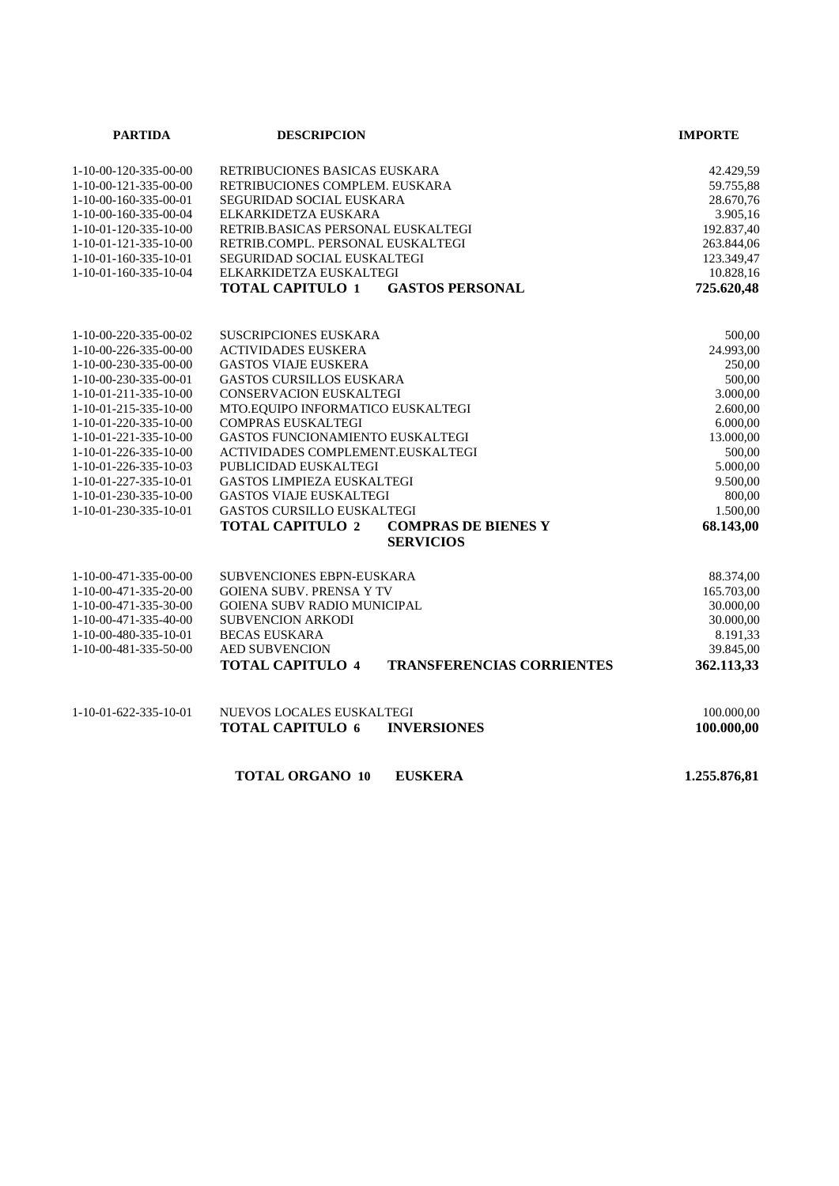| PARTIDA | DESCRIPCION | | IMPORTE |
|---|---|---|---|
| 1-10-00-120-335-00-00 | RETRIBUCIONES BASICAS EUSKARA | | 42.429,59 |
| 1-10-00-121-335-00-00 | RETRIBUCIONES COMPLEM. EUSKARA | | 59.755,88 |
| 1-10-00-160-335-00-01 | SEGURIDAD SOCIAL EUSKARA | | 28.670,76 |
| 1-10-00-160-335-00-04 | ELKARKIDETZA EUSKARA | | 3.905,16 |
| 1-10-01-120-335-10-00 | RETRIB.BASICAS PERSONAL EUSKALTEGI | | 192.837,40 |
| 1-10-01-121-335-10-00 | RETRIB.COMPL. PERSONAL EUSKALTEGI | | 263.844,06 |
| 1-10-01-160-335-10-01 | SEGURIDAD SOCIAL EUSKALTEGI | | 123.349,47 |
| 1-10-01-160-335-10-04 | ELKARKIDETZA EUSKALTEGI | | 10.828,16 |
| | **TOTAL CAPITULO 1** | **GASTOS PERSONAL** | **725.620,48** |
| 1-10-00-220-335-00-02 | SUSCRIPCIONES EUSKARA | | 500,00 |
| 1-10-00-226-335-00-00 | ACTIVIDADES EUSKERA | | 24.993,00 |
| 1-10-00-230-335-00-00 | GASTOS VIAJE EUSKERA | | 250,00 |
| 1-10-00-230-335-00-01 | GASTOS CURSILLOS EUSKARA | | 500,00 |
| 1-10-01-211-335-10-00 | CONSERVACION EUSKALTEGI | | 3.000,00 |
| 1-10-01-215-335-10-00 | MTO.EQUIPO INFORMATICO EUSKALTEGI | | 2.600,00 |
| 1-10-01-220-335-10-00 | COMPRAS EUSKALTEGI | | 6.000,00 |
| 1-10-01-221-335-10-00 | GASTOS FUNCIONAMIENTO EUSKALTEGI | | 13.000,00 |
| 1-10-01-226-335-10-00 | ACTIVIDADES COMPLEMENT.EUSKALTEGI | | 500,00 |
| 1-10-01-226-335-10-03 | PUBLICIDAD EUSKALTEGI | | 5.000,00 |
| 1-10-01-227-335-10-01 | GASTOS LIMPIEZA EUSKALTEGI | | 9.500,00 |
| 1-10-01-230-335-10-00 | GASTOS VIAJE EUSKALTEGI | | 800,00 |
| 1-10-01-230-335-10-01 | GASTOS CURSILLO EUSKALTEGI | | 1.500,00 |
| | **TOTAL CAPITULO 2** | **COMPRAS DE BIENES Y SERVICIOS** | **68.143,00** |
| 1-10-00-471-335-00-00 | SUBVENCIONES EBPN-EUSKARA | | 88.374,00 |
| 1-10-00-471-335-20-00 | GOIENA SUBV. PRENSA Y TV | | 165.703,00 |
| 1-10-00-471-335-30-00 | GOIENA SUBV RADIO MUNICIPAL | | 30.000,00 |
| 1-10-00-471-335-40-00 | SUBVENCION ARKODI | | 30.000,00 |
| 1-10-00-480-335-10-01 | BECAS EUSKARA | | 8.191,33 |
| 1-10-00-481-335-50-00 | AED SUBVENCION | | 39.845,00 |
| | **TOTAL CAPITULO 4** | **TRANSFERENCIAS CORRIENTES** | **362.113,33** |
| 1-10-01-622-335-10-01 | NUEVOS LOCALES EUSKALTEGI | | 100.000,00 |
| | **TOTAL CAPITULO 6** | **INVERSIONES** | **100.000,00** |
| | **TOTAL ORGANO 10** | **EUSKERA** | **1.255.876,81** |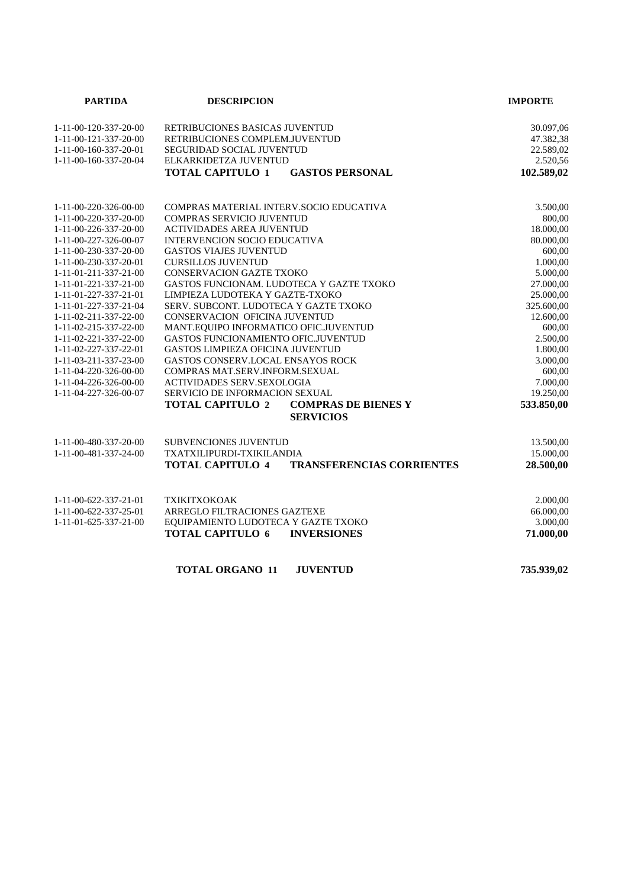| PARTIDA | DESCRIPCION | IMPORTE |
|---|---|---|
| 1-11-00-120-337-20-00 | RETRIBUCIONES BASICAS JUVENTUD | 30.097,06 |
| 1-11-00-121-337-20-00 | RETRIBUCIONES COMPLEM.JUVENTUD | 47.382,38 |
| 1-11-00-160-337-20-01 | SEGURIDAD SOCIAL JUVENTUD | 22.589,02 |
| 1-11-00-160-337-20-04 | ELKARKIDETZA JUVENTUD | 2.520,56 |
| | **TOTAL CAPITULO 1 GASTOS PERSONAL** | **102.589,02** |
| 1-11-00-220-326-00-00 | COMPRAS MATERIAL INTERV.SOCIO EDUCATIVA | 3.500,00 |
| 1-11-00-220-337-20-00 | COMPRAS SERVICIO JUVENTUD | 800,00 |
| 1-11-00-226-337-20-00 | ACTIVIDADES AREA JUVENTUD | 18.000,00 |
| 1-11-00-227-326-00-07 | INTERVENCION SOCIO EDUCATIVA | 80.000,00 |
| 1-11-00-230-337-20-00 | GASTOS VIAJES JUVENTUD | 600,00 |
| 1-11-00-230-337-20-01 | CURSILLOS JUVENTUD | 1.000,00 |
| 1-11-01-211-337-21-00 | CONSERVACION GAZTE TXOKO | 5.000,00 |
| 1-11-01-221-337-21-00 | GASTOS FUNCIONAM. LUDOTECA Y GAZTE TXOKO | 27.000,00 |
| 1-11-01-227-337-21-01 | LIMPIEZA LUDOTEKA Y GAZTE-TXOKO | 25.000,00 |
| 1-11-01-227-337-21-04 | SERV. SUBCONT. LUDOTECA Y GAZTE TXOKO | 325.600,00 |
| 1-11-02-211-337-22-00 | CONSERVACION OFICINA JUVENTUD | 12.600,00 |
| 1-11-02-215-337-22-00 | MANT.EQUIPO INFORMATICO OFIC.JUVENTUD | 600,00 |
| 1-11-02-221-337-22-00 | GASTOS FUNCIONAMIENTO OFIC.JUVENTUD | 2.500,00 |
| 1-11-02-227-337-22-01 | GASTOS LIMPIEZA OFICINA JUVENTUD | 1.800,00 |
| 1-11-03-211-337-23-00 | GASTOS CONSERV.LOCAL ENSAYOS ROCK | 3.000,00 |
| 1-11-04-220-326-00-00 | COMPRAS MAT.SERV.INFORM.SEXUAL | 600,00 |
| 1-11-04-226-326-00-00 | ACTIVIDADES SERV.SEXOLOGIA | 7.000,00 |
| 1-11-04-227-326-00-07 | SERVICIO DE INFORMACION SEXUAL | 19.250,00 |
| | **TOTAL CAPITULO 2 COMPRAS DE BIENES Y SERVICIOS** | **533.850,00** |
| 1-11-00-480-337-20-00 | SUBVENCIONES JUVENTUD | 13.500,00 |
| 1-11-00-481-337-24-00 | TXATXILIPURDI-TXIKILANDIA | 15.000,00 |
| | **TOTAL CAPITULO 4 TRANSFERENCIAS CORRIENTES** | **28.500,00** |
| 1-11-00-622-337-21-01 | TXIKITXOKOAK | 2.000,00 |
| 1-11-00-622-337-25-01 | ARREGLO FILTRACIONES GAZTEXE | 66.000,00 |
| 1-11-01-625-337-21-00 | EQUIPAMIENTO LUDOTECA Y GAZTE TXOKO | 3.000,00 |
| | **TOTAL CAPITULO 6 INVERSIONES** | **71.000,00** |
| | **TOTAL ORGANO 11 JUVENTUD** | **735.939,02** |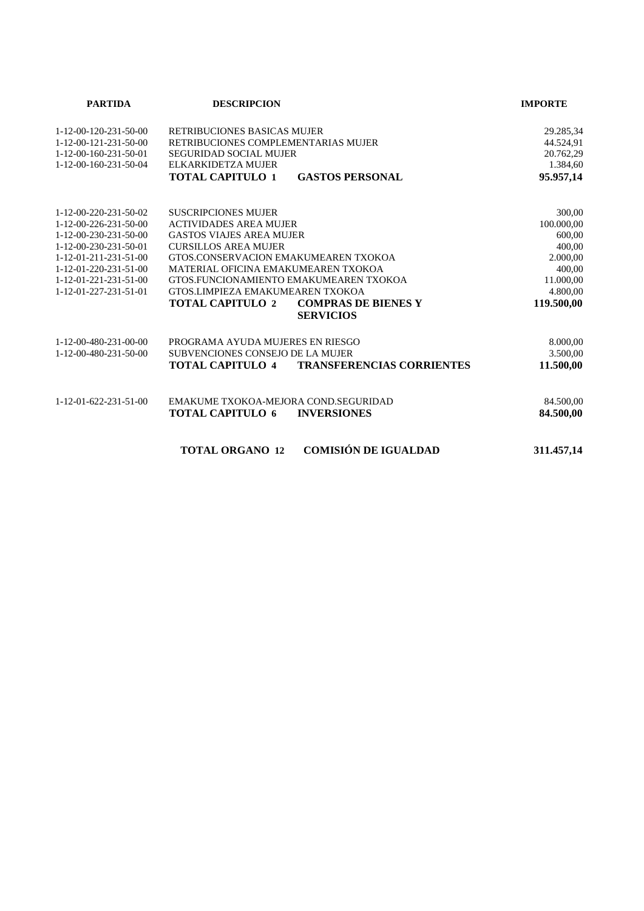| PARTIDA | DESCRIPCION | | IMPORTE |
|---|---|---|---|
| 1-12-00-120-231-50-00 | RETRIBUCIONES BASICAS MUJER | | 29.285,34 |
| 1-12-00-121-231-50-00 | RETRIBUCIONES COMPLEMENTARIAS MUJER | | 44.524,91 |
| 1-12-00-160-231-50-01 | SEGURIDAD SOCIAL MUJER | | 20.762,29 |
| 1-12-00-160-231-50-04 | ELKARKIDETZA MUJER | | 1.384,60 |
| | **TOTAL CAPITULO 1** | **GASTOS PERSONAL** | **95.957,14** |
| 1-12-00-220-231-50-02 | SUSCRIPCIONES MUJER | | 300,00 |
| 1-12-00-226-231-50-00 | ACTIVIDADES AREA MUJER | | 100.000,00 |
| 1-12-00-230-231-50-00 | GASTOS VIAJES AREA MUJER | | 600,00 |
| 1-12-00-230-231-50-01 | CURSILLOS AREA MUJER | | 400,00 |
| 1-12-01-211-231-51-00 | GTOS.CONSERVACION EMAKUMEAREN TXOKOA | | 2.000,00 |
| 1-12-01-220-231-51-00 | MATERIAL OFICINA EMAKUMEAREN TXOKOA | | 400,00 |
| 1-12-01-221-231-51-00 | GTOS.FUNCIONAMIENTO EMAKUMEAREN TXOKOA | | 11.000,00 |
| 1-12-01-227-231-51-01 | GTOS.LIMPIEZA EMAKUMEAREN TXOKOA | | 4.800,00 |
| | **TOTAL CAPITULO 2** | **COMPRAS DE BIENES Y SERVICIOS** | **119.500,00** |
| 1-12-00-480-231-00-00 | PROGRAMA AYUDA MUJERES EN RIESGO | | 8.000,00 |
| 1-12-00-480-231-50-00 | SUBVENCIONES CONSEJO DE LA MUJER | | 3.500,00 |
| | **TOTAL CAPITULO 4** | **TRANSFERENCIAS CORRIENTES** | **11.500,00** |
| 1-12-01-622-231-51-00 | EMAKUME TXOKOA-MEJORA COND.SEGURIDAD | | 84.500,00 |
| | **TOTAL CAPITULO 6** | **INVERSIONES** | **84.500,00** |
| | **TOTAL ORGANO 12** | **COMISIÓN DE IGUALDAD** | **311.457,14** |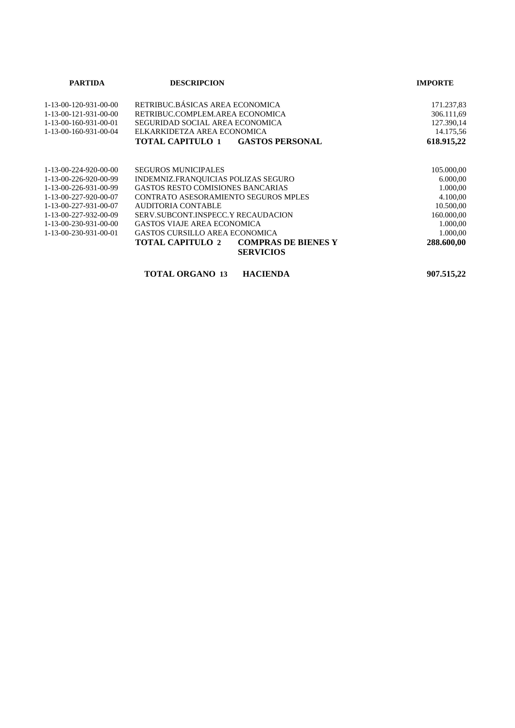| PARTIDA | DESCRIPCION | | IMPORTE |
|---|---|---|---|
| 1-13-00-120-931-00-00 | RETRIBUC.BÁSICAS AREA ECONOMICA | | 171.237,83 |
| 1-13-00-121-931-00-00 | RETRIBUC.COMPLEM.AREA ECONOMICA | | 306.111,69 |
| 1-13-00-160-931-00-01 | SEGURIDAD SOCIAL AREA ECONOMICA | | 127.390,14 |
| 1-13-00-160-931-00-04 | ELKARKIDETZA AREA ECONOMICA | | 14.175,56 |
| | **TOTAL CAPITULO 1** | **GASTOS PERSONAL** | **618.915,22** |
| | | | |
| 1-13-00-224-920-00-00 | SEGUROS MUNICIPALES | | 105.000,00 |
| 1-13-00-226-920-00-99 | INDEMNIZ.FRANQUICIAS POLIZAS SEGURO | | 6.000,00 |
| 1-13-00-226-931-00-99 | GASTOS RESTO COMISIONES BANCARIAS | | 1.000,00 |
| 1-13-00-227-920-00-07 | CONTRATO ASESORAMIENTO SEGUROS MPLES | | 4.100,00 |
| 1-13-00-227-931-00-07 | AUDITORIA CONTABLE | | 10.500,00 |
| 1-13-00-227-932-00-09 | SERV.SUBCONT.INSPECC.Y RECAUDACION | | 160.000,00 |
| 1-13-00-230-931-00-00 | GASTOS VIAJE AREA ECONOMICA | | 1.000,00 |
| 1-13-00-230-931-00-01 | GASTOS CURSILLO AREA ECONOMICA | | 1.000,00 |
| | **TOTAL CAPITULO 2** | **COMPRAS DE BIENES Y SERVICIOS** | **288.600,00** |
| | | | |
| | **TOTAL ORGANO 13** | **HACIENDA** | **907.515,22** |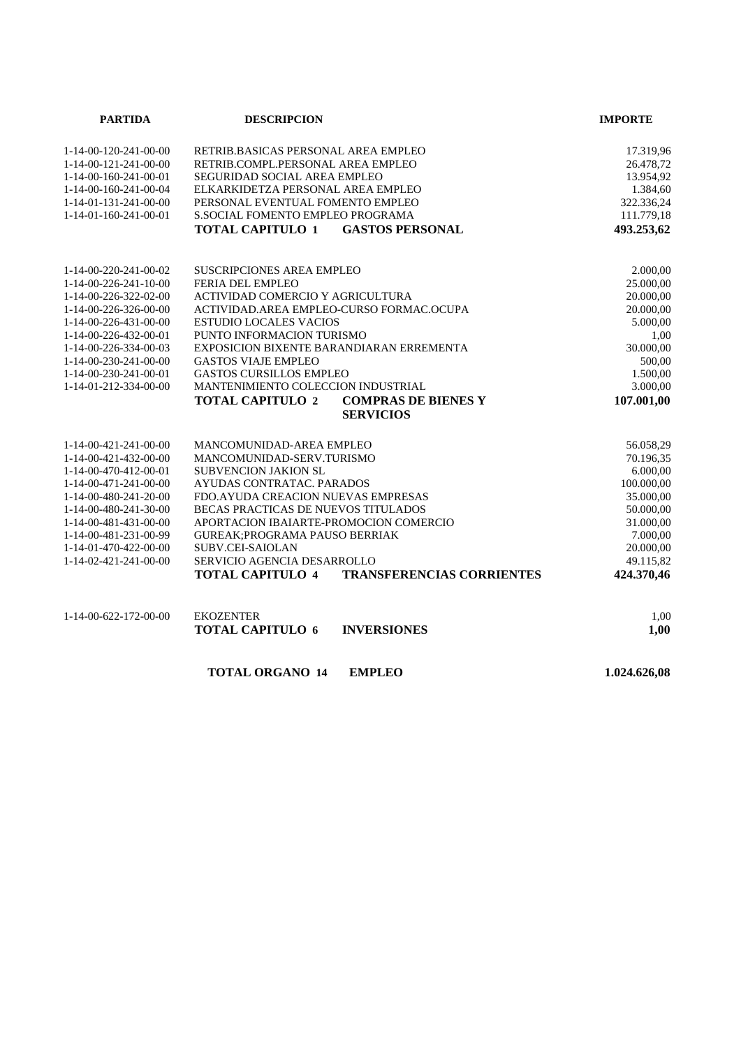| PARTIDA | DESCRIPCION | | IMPORTE |
|---|---|---|---|
| 1-14-00-120-241-00-00 | RETRIB.BASICAS PERSONAL AREA EMPLEO | | 17.319,96 |
| 1-14-00-121-241-00-00 | RETRIB.COMPL.PERSONAL AREA EMPLEO | | 26.478,72 |
| 1-14-00-160-241-00-01 | SEGURIDAD SOCIAL AREA EMPLEO | | 13.954,92 |
| 1-14-00-160-241-00-04 | ELKARKIDETZA PERSONAL AREA EMPLEO | | 1.384,60 |
| 1-14-01-131-241-00-00 | PERSONAL EVENTUAL FOMENTO EMPLEO | | 322.336,24 |
| 1-14-01-160-241-00-01 | S.SOCIAL FOMENTO EMPLEO PROGRAMA | | 111.779,18 |
| | **TOTAL CAPITULO 1** | **GASTOS PERSONAL** | **493.253,62** |
| 1-14-00-220-241-00-02 | SUSCRIPCIONES AREA EMPLEO | | 2.000,00 |
| 1-14-00-226-241-10-00 | FERIA DEL EMPLEO | | 25.000,00 |
| 1-14-00-226-322-02-00 | ACTIVIDAD COMERCIO Y AGRICULTURA | | 20.000,00 |
| 1-14-00-226-326-00-00 | ACTIVIDAD.AREA EMPLEO-CURSO FORMAC.OCUPA | | 20.000,00 |
| 1-14-00-226-431-00-00 | ESTUDIO LOCALES VACIOS | | 5.000,00 |
| 1-14-00-226-432-00-01 | PUNTO INFORMACION TURISMO | | 1,00 |
| 1-14-00-226-334-00-03 | EXPOSICION BIXENTE BARANDIARAN ERREMENTA | | 30.000,00 |
| 1-14-00-230-241-00-00 | GASTOS VIAJE EMPLEO | | 500,00 |
| 1-14-00-230-241-00-01 | GASTOS CURSILLOS EMPLEO | | 1.500,00 |
| 1-14-01-212-334-00-00 | MANTENIMIENTO COLECCION INDUSTRIAL | | 3.000,00 |
| | **TOTAL CAPITULO 2** | **COMPRAS DE BIENES Y SERVICIOS** | **107.001,00** |
| 1-14-00-421-241-00-00 | MANCOMUNIDAD-AREA EMPLEO | | 56.058,29 |
| 1-14-00-421-432-00-00 | MANCOMUNIDAD-SERV.TURISMO | | 70.196,35 |
| 1-14-00-470-412-00-01 | SUBVENCION JAKION SL | | 6.000,00 |
| 1-14-00-471-241-00-00 | AYUDAS CONTRATAC. PARADOS | | 100.000,00 |
| 1-14-00-480-241-20-00 | FDO.AYUDA CREACION NUEVAS EMPRESAS | | 35.000,00 |
| 1-14-00-480-241-30-00 | BECAS PRACTICAS DE NUEVOS TITULADOS | | 50.000,00 |
| 1-14-00-481-431-00-00 | APORTACION IBAIARTE-PROMOCION COMERCIO | | 31.000,00 |
| 1-14-00-481-231-00-99 | GUREAK;PROGRAMA PAUSO BERRIAK | | 7.000,00 |
| 1-14-01-470-422-00-00 | SUBV.CEI-SAIOLAN | | 20.000,00 |
| 1-14-02-421-241-00-00 | SERVICIO AGENCIA DESARROLLO | | 49.115,82 |
| | **TOTAL CAPITULO 4** | **TRANSFERENCIAS CORRIENTES** | **424.370,46** |
| 1-14-00-622-172-00-00 | EKOZENTER | | 1,00 |
| | **TOTAL CAPITULO 6** | **INVERSIONES** | **1,00** |
| | **TOTAL ORGANO 14** | **EMPLEO** | **1.024.626,08** |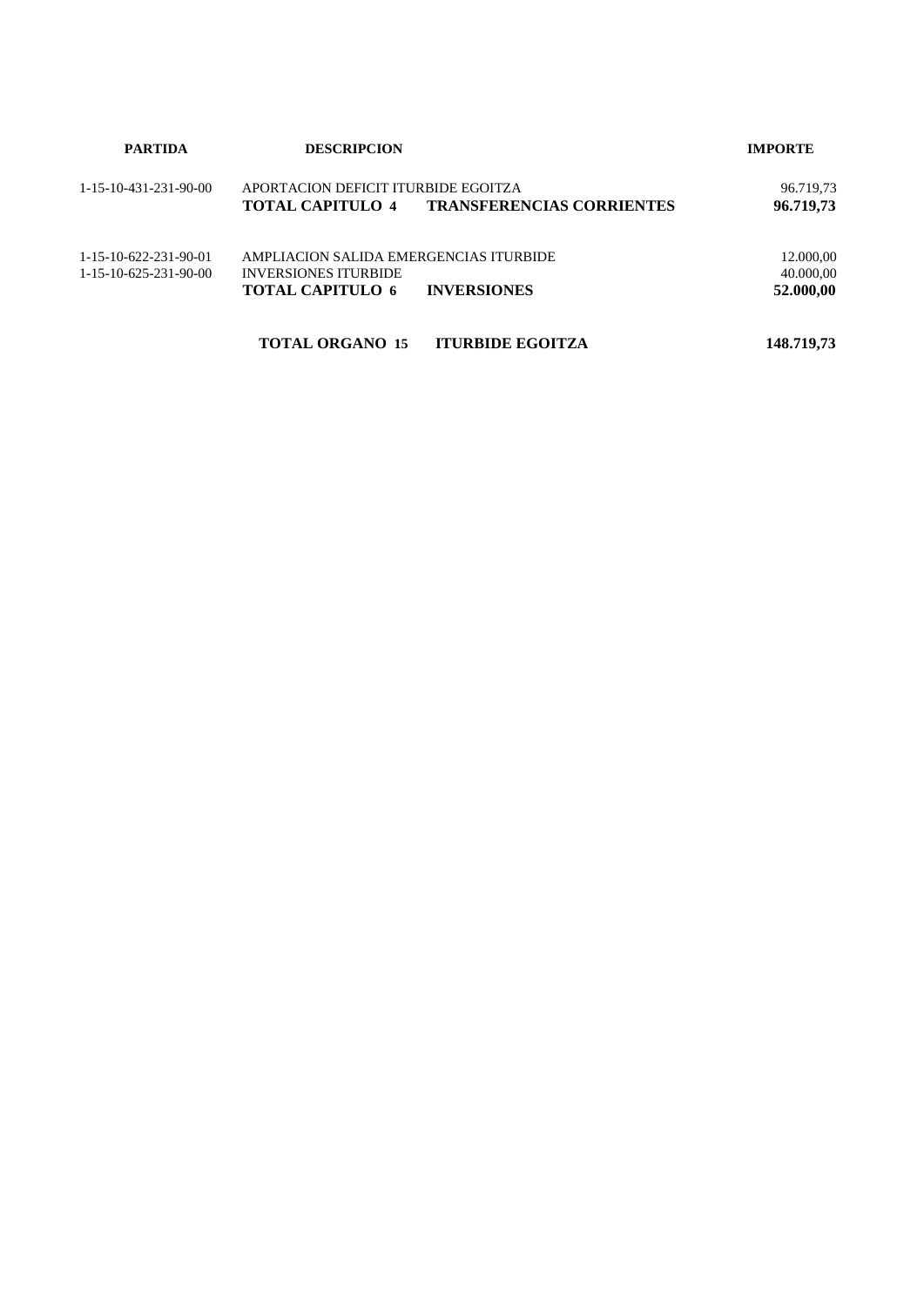| PARTIDA | DESCRIPCION | | IMPORTE |
|---|---|---|---|
| 1-15-10-431-231-90-00 | APORTACION DEFICIT ITURBIDE EGOITZA | | 96.719,73 |
| | **TOTAL CAPITULO 4** | **TRANSFERENCIAS CORRIENTES** | **96.719,73** |
| 1-15-10-622-231-90-01 | AMPLIACION SALIDA EMERGENCIAS ITURBIDE | | 12.000,00 |
| 1-15-10-625-231-90-00 | INVERSIONES ITURBIDE | | 40.000,00 |
| | **TOTAL CAPITULO 6** | **INVERSIONES** | **52.000,00** |
| | **TOTAL ORGANO 15** | **ITURBIDE EGOITZA** | **148.719,73** |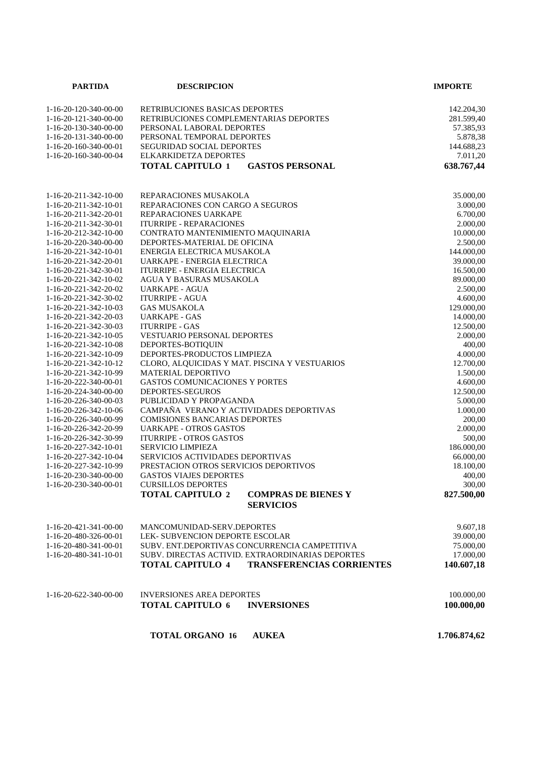| PARTIDA | DESCRIPCION | IMPORTE |
|---|---|---|
| 1-16-20-120-340-00-00 | RETRIBUCIONES BASICAS DEPORTES | 142.204,30 |
| 1-16-20-121-340-00-00 | RETRIBUCIONES COMPLEMENTARIAS DEPORTES | 281.599,40 |
| 1-16-20-130-340-00-00 | PERSONAL LABORAL DEPORTES | 57.385,93 |
| 1-16-20-131-340-00-00 | PERSONAL TEMPORAL DEPORTES | 5.878,38 |
| 1-16-20-160-340-00-01 | SEGURIDAD SOCIAL DEPORTES | 144.688,23 |
| 1-16-20-160-340-00-04 | ELKARKIDETZA DEPORTES | 7.011,20 |
| | **TOTAL CAPITULO 1 GASTOS PERSONAL** | **638.767,44** |
| 1-16-20-211-342-10-00 | REPARACIONES MUSAKOLA | 35.000,00 |
| 1-16-20-211-342-10-01 | REPARACIONES CON CARGO A SEGUROS | 3.000,00 |
| 1-16-20-211-342-20-01 | REPARACIONES UARKAPE | 6.700,00 |
| 1-16-20-211-342-30-01 | ITURRIPE - REPARACIONES | 2.000,00 |
| 1-16-20-212-342-10-00 | CONTRATO MANTENIMIENTO MAQUINARIA | 10.000,00 |
| 1-16-20-220-340-00-00 | DEPORTES-MATERIAL DE OFICINA | 2.500,00 |
| 1-16-20-221-342-10-01 | ENERGIA ELECTRICA MUSAKOLA | 144.000,00 |
| 1-16-20-221-342-20-01 | UARKAPE - ENERGIA ELECTRICA | 39.000,00 |
| 1-16-20-221-342-30-01 | ITURRIPE - ENERGIA ELECTRICA | 16.500,00 |
| 1-16-20-221-342-10-02 | AGUA Y BASURAS MUSAKOLA | 89.000,00 |
| 1-16-20-221-342-20-02 | UARKAPE - AGUA | 2.500,00 |
| 1-16-20-221-342-30-02 | ITURRIPE - AGUA | 4.600,00 |
| 1-16-20-221-342-10-03 | GAS MUSAKOLA | 129.000,00 |
| 1-16-20-221-342-20-03 | UARKAPE - GAS | 14.000,00 |
| 1-16-20-221-342-30-03 | ITURRIPE - GAS | 12.500,00 |
| 1-16-20-221-342-10-05 | VESTUARIO PERSONAL DEPORTES | 2.000,00 |
| 1-16-20-221-342-10-08 | DEPORTES-BOTIQUIN | 400,00 |
| 1-16-20-221-342-10-09 | DEPORTES-PRODUCTOS LIMPIEZA | 4.000,00 |
| 1-16-20-221-342-10-12 | CLORO, ALQUICIDAS Y MAT. PISCINA Y VESTUARIOS | 12.700,00 |
| 1-16-20-221-342-10-99 | MATERIAL DEPORTIVO | 1.500,00 |
| 1-16-20-222-340-00-01 | GASTOS COMUNICACIONES Y PORTES | 4.600,00 |
| 1-16-20-224-340-00-00 | DEPORTES-SEGUROS | 12.500,00 |
| 1-16-20-226-340-00-03 | PUBLICIDAD Y PROPAGANDA | 5.000,00 |
| 1-16-20-226-342-10-06 | CAMPAÑA VERANO Y ACTIVIDADES DEPORTIVAS | 1.000,00 |
| 1-16-20-226-340-00-99 | COMISIONES BANCARIAS DEPORTES | 200,00 |
| 1-16-20-226-342-20-99 | UARKAPE - OTROS GASTOS | 2.000,00 |
| 1-16-20-226-342-30-99 | ITURRIPE - OTROS GASTOS | 500,00 |
| 1-16-20-227-342-10-01 | SERVICIO LIMPIEZA | 186.000,00 |
| 1-16-20-227-342-10-04 | SERVICIOS ACTIVIDADES DEPORTIVAS | 66.000,00 |
| 1-16-20-227-342-10-99 | PRESTACION OTROS SERVICIOS DEPORTIVOS | 18.100,00 |
| 1-16-20-230-340-00-00 | GASTOS VIAJES DEPORTES | 400,00 |
| 1-16-20-230-340-00-01 | CURSILLOS DEPORTES | 300,00 |
| | **TOTAL CAPITULO 2 COMPRAS DE BIENES Y SERVICIOS** | **827.500,00** |
| 1-16-20-421-341-00-00 | MANCOMUNIDAD-SERV.DEPORTES | 9.607,18 |
| 1-16-20-480-326-00-01 | LEK- SUBVENCION DEPORTE ESCOLAR | 39.000,00 |
| 1-16-20-480-341-00-01 | SUBV. ENT.DEPORTIVAS CONCURRENCIA CAMPETITIVA | 75.000,00 |
| 1-16-20-480-341-10-01 | SUBV. DIRECTAS ACTIVID. EXTRAORDINARIAS DEPORTES | 17.000,00 |
| | **TOTAL CAPITULO 4 TRANSFERENCIAS CORRIENTES** | **140.607,18** |
| 1-16-20-622-340-00-00 | INVERSIONES AREA DEPORTES | 100.000,00 |
| | **TOTAL CAPITULO 6 INVERSIONES** | **100.000,00** |
| | **TOTAL ORGANO 16 AUKEA** | **1.706.874,62** |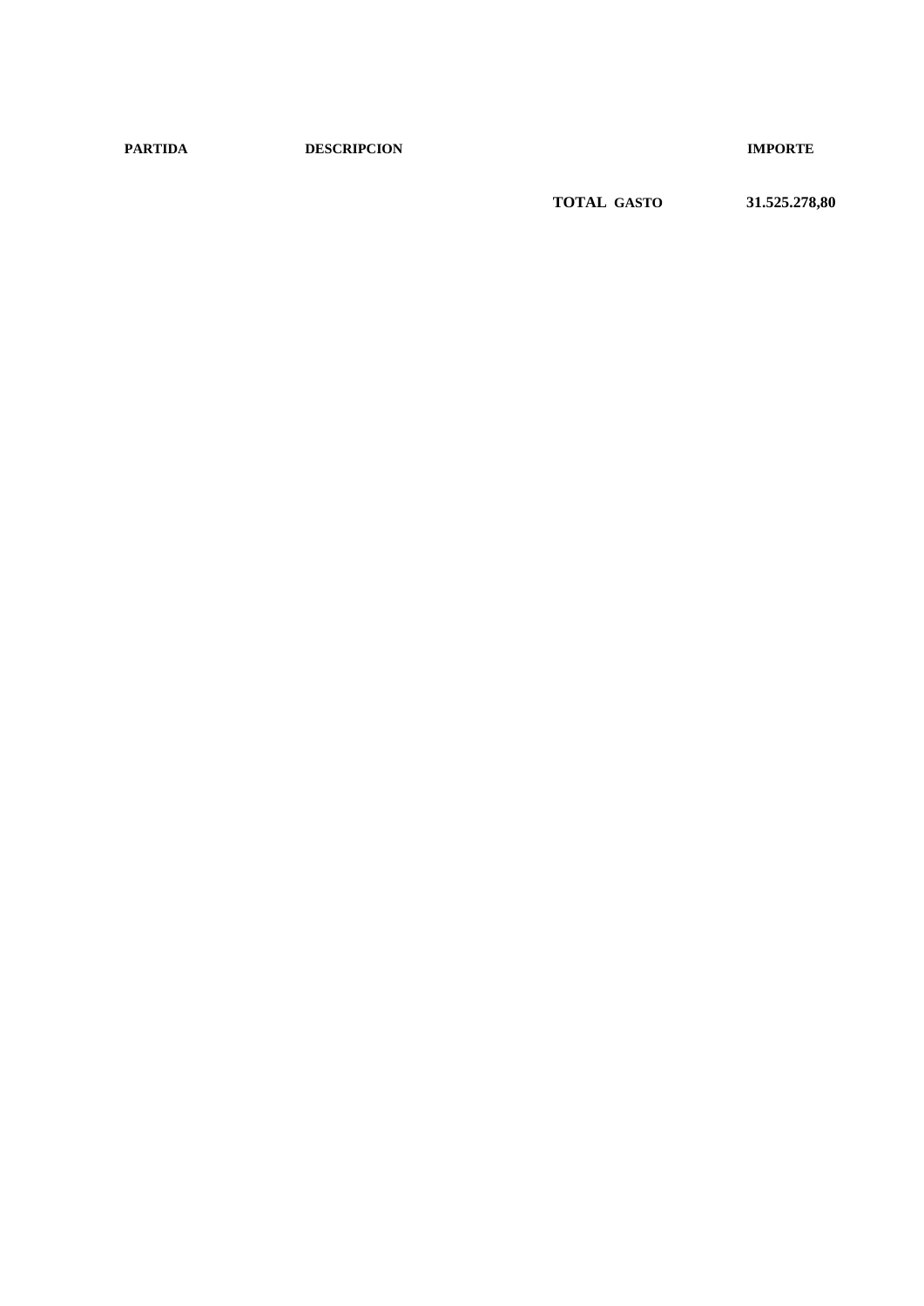| PARTIDA | DESCRIPCION | | IMPORTE |
|---|---|---|---|
| | | **TOTAL GASTO** | **31.525.278,80** |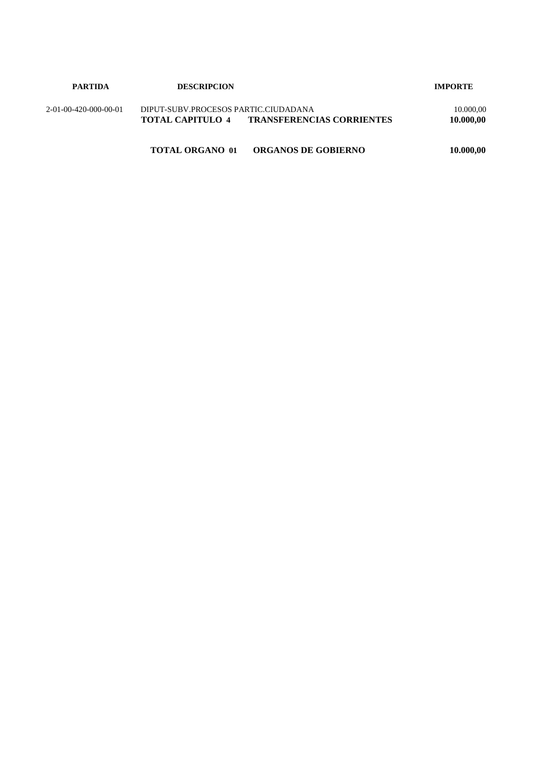| PARTIDA | DESCRIPCION | | IMPORTE |
|---|---|---|---|
| 2-01-00-420-000-00-01 | DIPUT-SUBV.PROCESOS PARTIC.CIUDADANA | | 10.000,00 |
| | **TOTAL CAPITULO 4** | **TRANSFERENCIAS CORRIENTES** | **10.000,00** |
| | **TOTAL ORGANO 01** | **ORGANOS DE GOBIERNO** | **10.000,00** |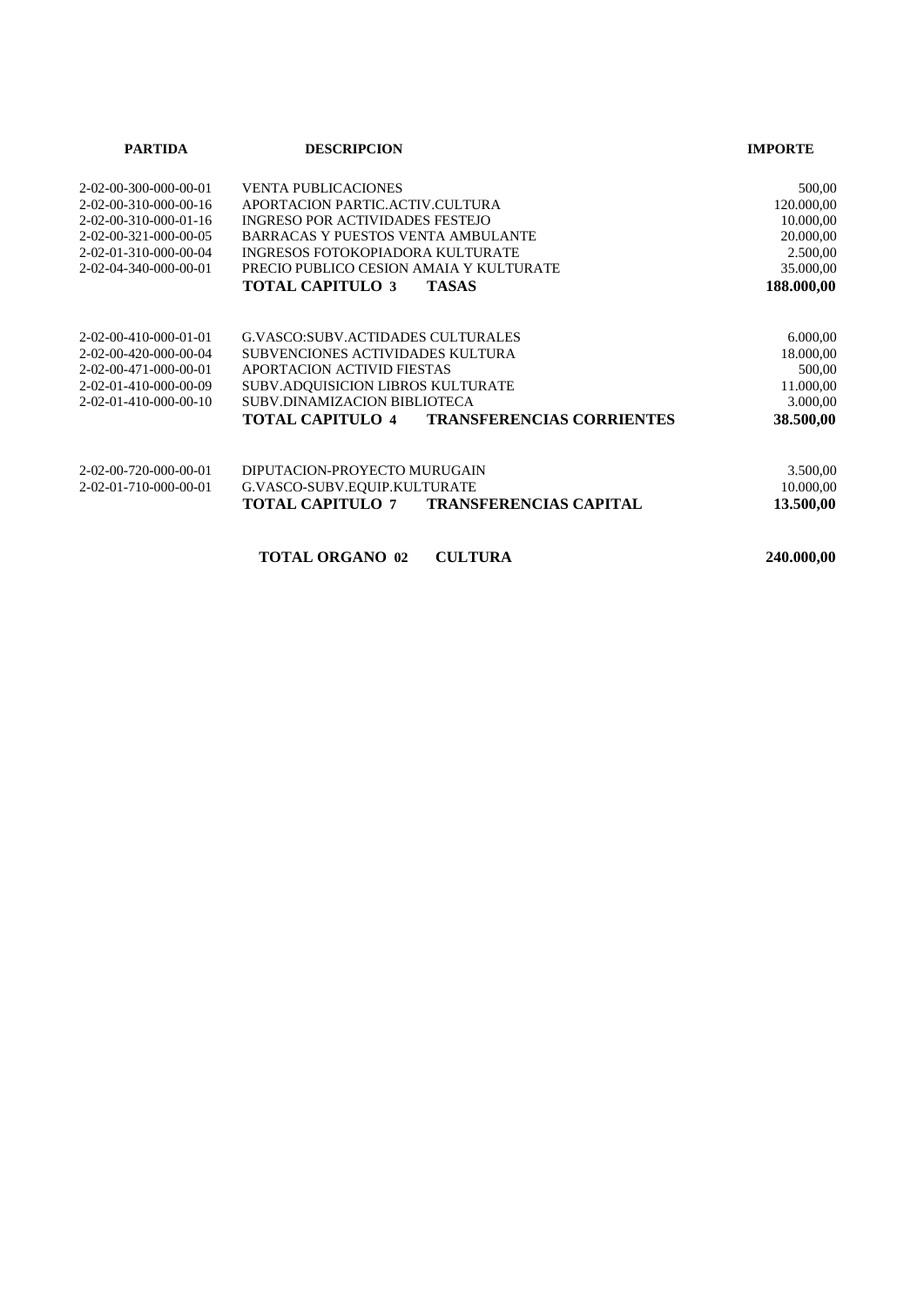| PARTIDA | DESCRIPCION | IMPORTE |
|---|---|---|
| 2-02-00-300-000-00-01 | VENTA PUBLICACIONES | 500,00 |
| 2-02-00-310-000-00-16 | APORTACION PARTIC.ACTIV.CULTURA | 120.000,00 |
| 2-02-00-310-000-01-16 | INGRESO POR ACTIVIDADES FESTEJO | 10.000,00 |
| 2-02-00-321-000-00-05 | BARRACAS Y PUESTOS VENTA AMBULANTE | 20.000,00 |
| 2-02-01-310-000-00-04 | INGRESOS FOTOKOPIADORA KULTURATE | 2.500,00 |
| 2-02-04-340-000-00-01 | PRECIO PUBLICO CESION AMAIA Y KULTURATE | 35.000,00 |
| | **TOTAL CAPITULO 3 TASAS** | **188.000,00** |
| 2-02-00-410-000-01-01 | G.VASCO:SUBV.ACTIDADES CULTURALES | 6.000,00 |
| 2-02-00-420-000-00-04 | SUBVENCIONES ACTIVIDADES KULTURA | 18.000,00 |
| 2-02-00-471-000-00-01 | APORTACION ACTIVID FIESTAS | 500,00 |
| 2-02-01-410-000-00-09 | SUBV.ADQUISICION LIBROS KULTURATE | 11.000,00 |
| 2-02-01-410-000-00-10 | SUBV.DINAMIZACION BIBLIOTECA | 3.000,00 |
| | **TOTAL CAPITULO 4 TRANSFERENCIAS CORRIENTES** | **38.500,00** |
| 2-02-00-720-000-00-01 | DIPUTACION-PROYECTO MURUGAIN | 3.500,00 |
| 2-02-01-710-000-00-01 | G.VASCO-SUBV.EQUIP.KULTURATE | 10.000,00 |
| | **TOTAL CAPITULO 7 TRANSFERENCIAS CAPITAL** | **13.500,00** |
| | **TOTAL ORGANO 02 CULTURA** | **240.000,00** |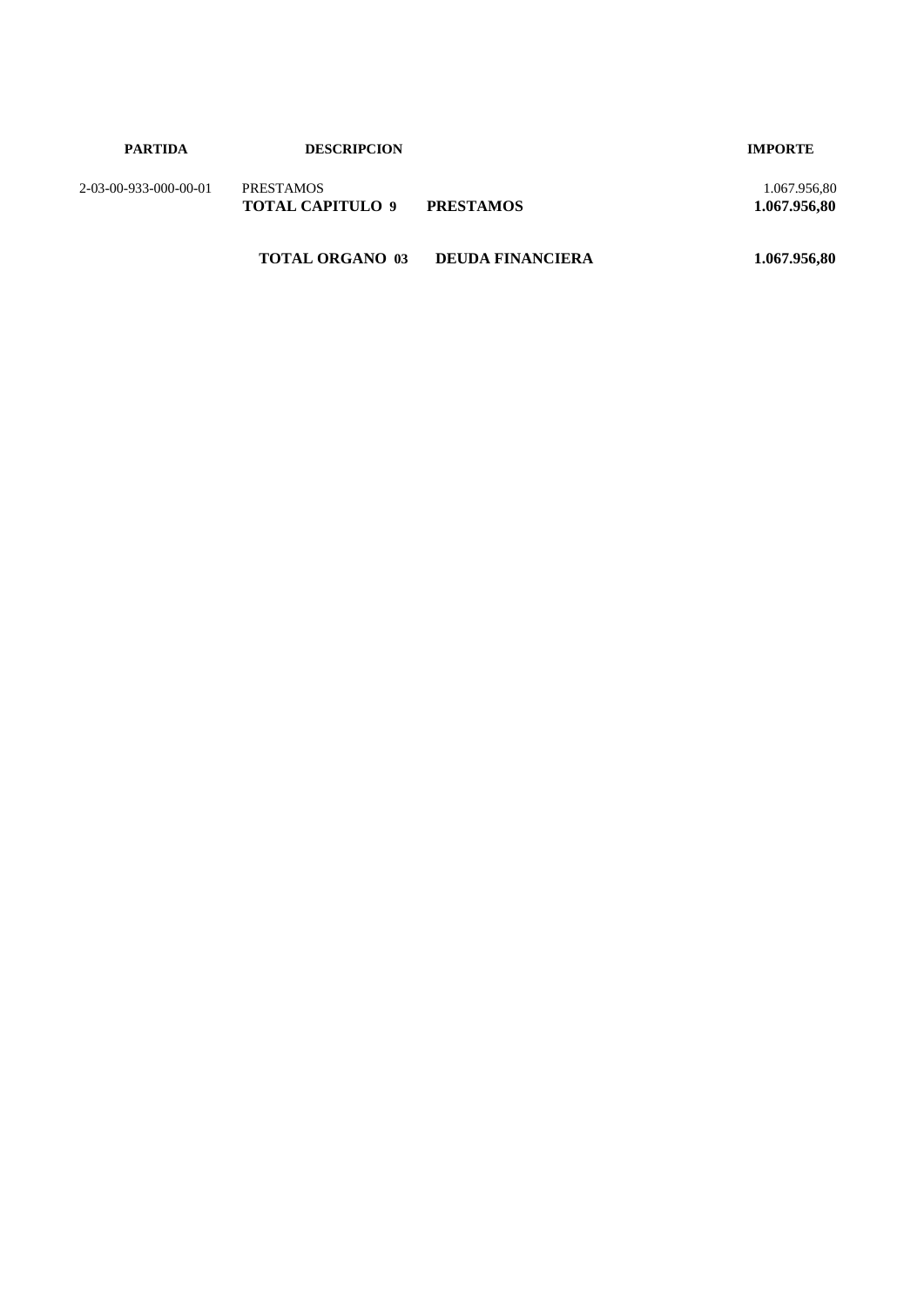| PARTIDA | DESCRIPCION | | IMPORTE |
|---|---|---|---|
| 2-03-00-933-000-00-01 | PRESTAMOS | | 1.067.956,80 |
| | **TOTAL CAPITULO 9** | **PRESTAMOS** | **1.067.956,80** |
| | **TOTAL ORGANO 03** | **DEUDA FINANCIERA** | **1.067.956,80** |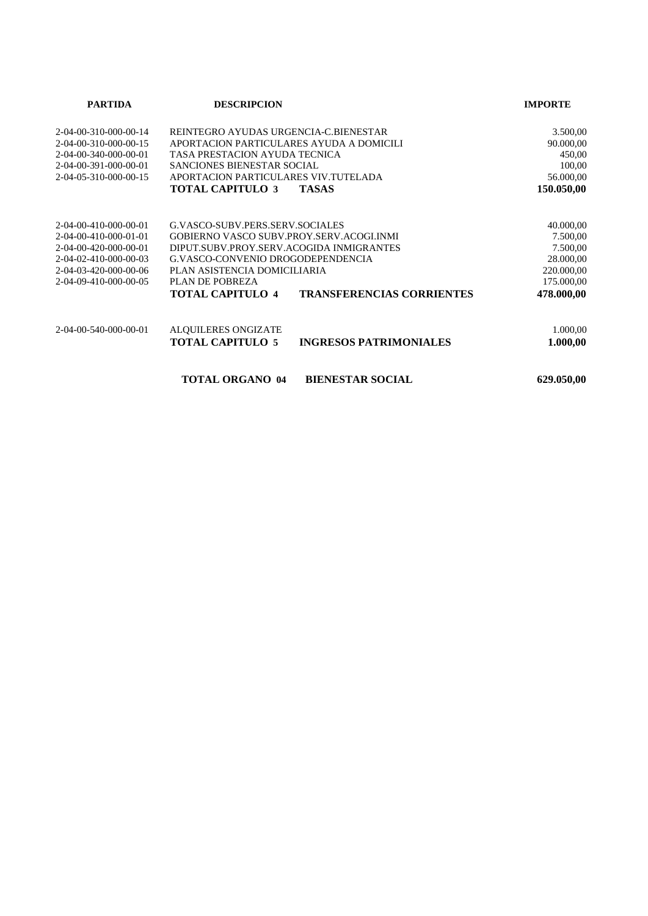| PARTIDA | DESCRIPCION | | IMPORTE |
|---|---|---|---|
| 2-04-00-310-000-00-14 | REINTEGRO AYUDAS URGENCIA-C.BIENESTAR | | 3.500,00 |
| 2-04-00-310-000-00-15 | APORTACION PARTICULARES AYUDA A DOMICILI | | 90.000,00 |
| 2-04-00-340-000-00-01 | TASA PRESTACION AYUDA TECNICA | | 450,00 |
| 2-04-00-391-000-00-01 | SANCIONES BIENESTAR SOCIAL | | 100,00 |
| 2-04-05-310-000-00-15 | APORTACION PARTICULARES VIV.TUTELADA | | 56.000,00 |
| | **TOTAL CAPITULO 3** | **TASAS** | **150.050,00** |
| 2-04-00-410-000-00-01 | G.VASCO-SUBV.PERS.SERV.SOCIALES | | 40.000,00 |
| 2-04-00-410-000-01-01 | GOBIERNO VASCO SUBV.PROY.SERV.ACOGI.INMI | | 7.500,00 |
| 2-04-00-420-000-00-01 | DIPUT.SUBV.PROY.SERV.ACOGIDA INMIGRANTES | | 7.500,00 |
| 2-04-02-410-000-00-03 | G.VASCO-CONVENIO DROGODEPENDENCIA | | 28.000,00 |
| 2-04-03-420-000-00-06 | PLAN ASISTENCIA DOMICILIARIA | | 220.000,00 |
| 2-04-09-410-000-00-05 | PLAN DE POBREZA | | 175.000,00 |
| | **TOTAL CAPITULO 4** | **TRANSFERENCIAS CORRIENTES** | **478.000,00** |
| 2-04-00-540-000-00-01 | ALQUILERES ONGIZATE | | 1.000,00 |
| | **TOTAL CAPITULO 5** | **INGRESOS PATRIMONIALES** | **1.000,00** |
| | **TOTAL ORGANO 04** | **BIENESTAR SOCIAL** | **629.050,00** |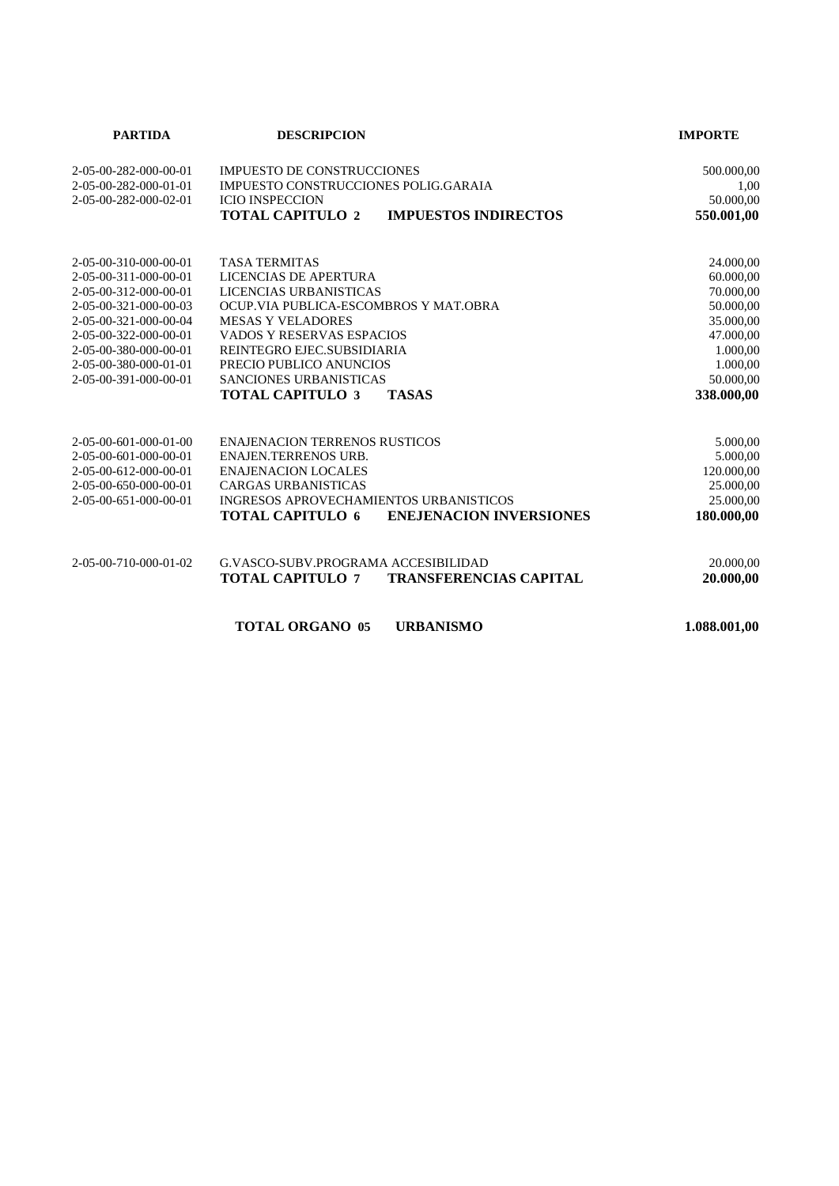| PARTIDA | DESCRIPCION | IMPORTE |
|---|---|---|
| 2-05-00-282-000-00-01 | IMPUESTO DE CONSTRUCCIONES | 500.000,00 |
| 2-05-00-282-000-01-01 | IMPUESTO CONSTRUCCIONES POLIG.GARAIA | 1,00 |
| 2-05-00-282-000-02-01 | ICIO INSPECCION | 50.000,00 |
| | **TOTAL CAPITULO 2 IMPUESTOS INDIRECTOS** | **550.001,00** |
| 2-05-00-310-000-00-01 | TASA TERMITAS | 24.000,00 |
| 2-05-00-311-000-00-01 | LICENCIAS DE APERTURA | 60.000,00 |
| 2-05-00-312-000-00-01 | LICENCIAS URBANISTICAS | 70.000,00 |
| 2-05-00-321-000-00-03 | OCUP.VIA PUBLICA-ESCOMBROS Y MAT.OBRA | 50.000,00 |
| 2-05-00-321-000-00-04 | MESAS Y VELADORES | 35.000,00 |
| 2-05-00-322-000-00-01 | VADOS Y RESERVAS ESPACIOS | 47.000,00 |
| 2-05-00-380-000-00-01 | REINTEGRO EJEC.SUBSIDIARIA | 1.000,00 |
| 2-05-00-380-000-01-01 | PRECIO PUBLICO ANUNCIOS | 1.000,00 |
| 2-05-00-391-000-00-01 | SANCIONES URBANISTICAS | 50.000,00 |
| | **TOTAL CAPITULO 3 TASAS** | **338.000,00** |
| 2-05-00-601-000-01-00 | ENAJENACION TERRENOS RUSTICOS | 5.000,00 |
| 2-05-00-601-000-00-01 | ENAJEN.TERRENOS URB. | 5.000,00 |
| 2-05-00-612-000-00-01 | ENAJENACION LOCALES | 120.000,00 |
| 2-05-00-650-000-00-01 | CARGAS URBANISTICAS | 25.000,00 |
| 2-05-00-651-000-00-01 | INGRESOS APROVECHAMIENTOS URBANISTICOS | 25.000,00 |
| | **TOTAL CAPITULO 6 ENEJENACION INVERSIONES** | **180.000,00** |
| 2-05-00-710-000-01-02 | G.VASCO-SUBV.PROGRAMA ACCESIBILIDAD | 20.000,00 |
| | **TOTAL CAPITULO 7 TRANSFERENCIAS CAPITAL** | **20.000,00** |
| | **TOTAL ORGANO 05 URBANISMO** | **1.088.001,00** |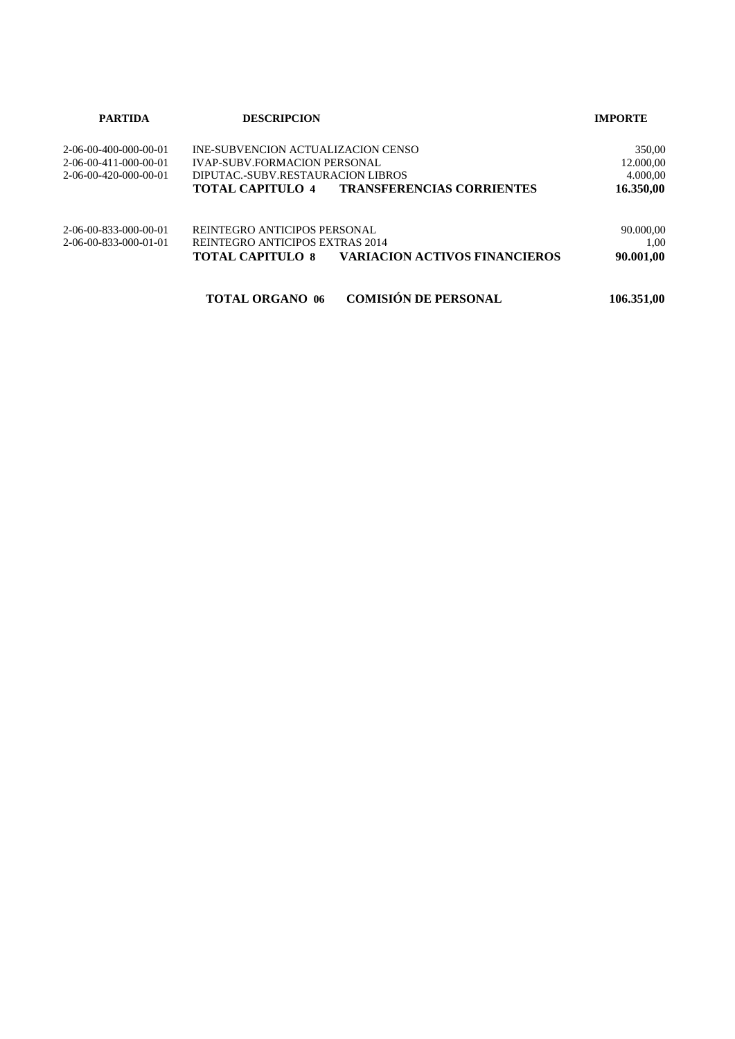| PARTIDA | DESCRIPCION | IMPORTE |
| --- | --- | --- |
| 2-06-00-400-000-00-01 | INE-SUBVENCION ACTUALIZACION CENSO | 350,00 |
| 2-06-00-411-000-00-01 | IVAP-SUBV.FORMACION PERSONAL | 12.000,00 |
| 2-06-00-420-000-00-01 | DIPUTAC.-SUBV.RESTAURACION LIBROS | 4.000,00 |
| | **TOTAL CAPITULO 4 TRANSFERENCIAS CORRIENTES** | **16.350,00** |
| 2-06-00-833-000-00-01 | REINTEGRO ANTICIPOS PERSONAL | 90.000,00 |
| 2-06-00-833-000-01-01 | REINTEGRO ANTICIPOS EXTRAS 2014 | 1,00 |
| | **TOTAL CAPITULO 8 VARIACION ACTIVOS FINANCIEROS** | **90.001,00** |
| | **TOTAL ORGANO 06 COMISIÓN DE PERSONAL** | **106.351,00** |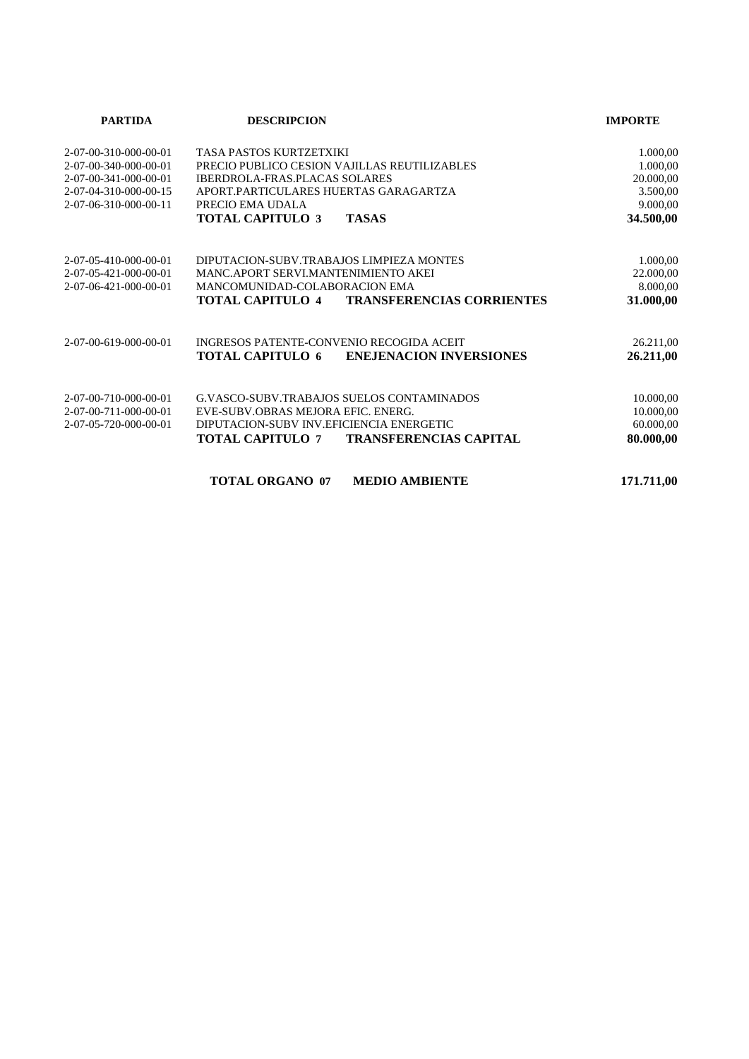| PARTIDA | DESCRIPCION | IMPORTE |
|---|---|---|
| 2-07-00-310-000-00-01 | TASA PASTOS KURTZETXIKI | 1.000,00 |
| 2-07-00-340-000-00-01 | PRECIO PUBLICO CESION VAJILLAS REUTILIZABLES | 1.000,00 |
| 2-07-00-341-000-00-01 | IBERDROLA-FRAS.PLACAS SOLARES | 20.000,00 |
| 2-07-04-310-000-00-15 | APORT.PARTICULARES HUERTAS GARAGARTZA | 3.500,00 |
| 2-07-06-310-000-00-11 | PRECIO EMA UDALA | 9.000,00 |
| | **TOTAL CAPITULO 3 TASAS** | **34.500,00** |
| 2-07-05-410-000-00-01 | DIPUTACION-SUBV.TRABAJOS LIMPIEZA MONTES | 1.000,00 |
| 2-07-05-421-000-00-01 | MANC.APORT SERVI.MANTENIMIENTO AKEI | 22.000,00 |
| 2-07-06-421-000-00-01 | MANCOMUNIDAD-COLABORACION EMA | 8.000,00 |
| | **TOTAL CAPITULO 4 TRANSFERENCIAS CORRIENTES** | **31.000,00** |
| 2-07-00-619-000-00-01 | INGRESOS PATENTE-CONVENIO RECOGIDA ACEIT | 26.211,00 |
| | **TOTAL CAPITULO 6 ENEJENACION INVERSIONES** | **26.211,00** |
| 2-07-00-710-000-00-01 | G.VASCO-SUBV.TRABAJOS SUELOS CONTAMINADOS | 10.000,00 |
| 2-07-00-711-000-00-01 | EVE-SUBV.OBRAS MEJORA EFIC. ENERG. | 10.000,00 |
| 2-07-05-720-000-00-01 | DIPUTACION-SUBV INV.EFICIENCIA ENERGETIC | 60.000,00 |
| | **TOTAL CAPITULO 7 TRANSFERENCIAS CAPITAL** | **80.000,00** |
| | **TOTAL ORGANO 07 MEDIO AMBIENTE** | **171.711,00** |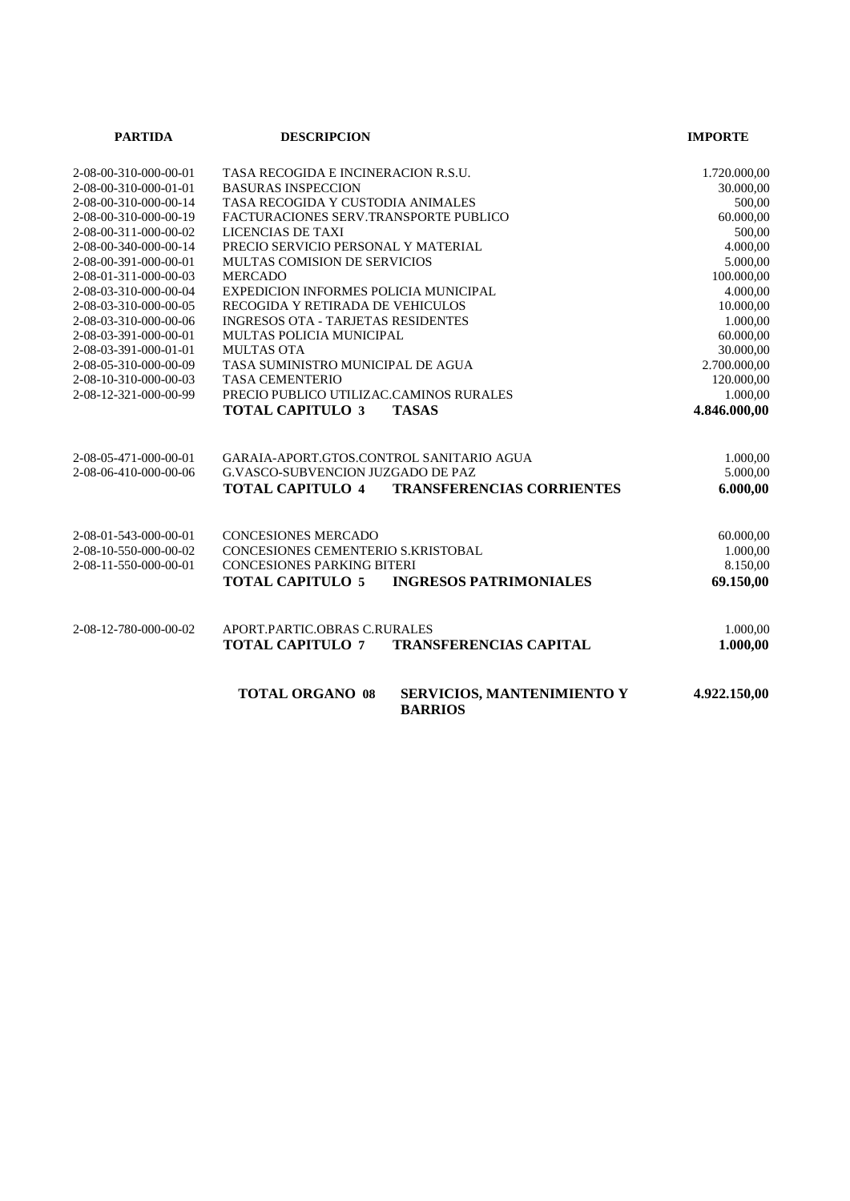| PARTIDA | DESCRIPCION | | IMPORTE |
|---|---|---|---|
| 2-08-00-310-000-00-01 | TASA RECOGIDA E INCINERACION R.S.U. | | 1.720.000,00 |
| 2-08-00-310-000-01-01 | BASURAS INSPECCION | | 30.000,00 |
| 2-08-00-310-000-00-14 | TASA RECOGIDA Y CUSTODIA ANIMALES | | 500,00 |
| 2-08-00-310-000-00-19 | FACTURACIONES SERV.TRANSPORTE PUBLICO | | 60.000,00 |
| 2-08-00-311-000-00-02 | LICENCIAS DE TAXI | | 500,00 |
| 2-08-00-340-000-00-14 | PRECIO SERVICIO PERSONAL Y MATERIAL | | 4.000,00 |
| 2-08-00-391-000-00-01 | MULTAS COMISION DE SERVICIOS | | 5.000,00 |
| 2-08-01-311-000-00-03 | MERCADO | | 100.000,00 |
| 2-08-03-310-000-00-04 | EXPEDICION INFORMES POLICIA MUNICIPAL | | 4.000,00 |
| 2-08-03-310-000-00-05 | RECOGIDA Y RETIRADA DE VEHICULOS | | 10.000,00 |
| 2-08-03-310-000-00-06 | INGRESOS OTA - TARJETAS RESIDENTES | | 1.000,00 |
| 2-08-03-391-000-00-01 | MULTAS POLICIA MUNICIPAL | | 60.000,00 |
| 2-08-03-391-000-01-01 | MULTAS OTA | | 30.000,00 |
| 2-08-05-310-000-00-09 | TASA SUMINISTRO MUNICIPAL DE AGUA | | 2.700.000,00 |
| 2-08-10-310-000-00-03 | TASA CEMENTERIO | | 120.000,00 |
| 2-08-12-321-000-00-99 | PRECIO PUBLICO UTILIZAC.CAMINOS RURALES | | 1.000,00 |
| | **TOTAL CAPITULO 3** | **TASAS** | **4.846.000,00** |
| | | | |
| 2-08-05-471-000-00-01 | GARAIA-APORT.GTOS.CONTROL SANITARIO AGUA | | 1.000,00 |
| 2-08-06-410-000-00-06 | G.VASCO-SUBVENCION JUZGADO DE PAZ | | 5.000,00 |
| | **TOTAL CAPITULO 4** | **TRANSFERENCIAS CORRIENTES** | **6.000,00** |
| | | | |
| 2-08-01-543-000-00-01 | CONCESIONES MERCADO | | 60.000,00 |
| 2-08-10-550-000-00-02 | CONCESIONES CEMENTERIO S.KRISTOBAL | | 1.000,00 |
| 2-08-11-550-000-00-01 | CONCESIONES PARKING BITERI | | 8.150,00 |
| | **TOTAL CAPITULO 5** | **INGRESOS PATRIMONIALES** | **69.150,00** |
| | | | |
| 2-08-12-780-000-00-02 | APORT.PARTIC.OBRAS C.RURALES | | 1.000,00 |
| | **TOTAL CAPITULO 7** | **TRANSFERENCIAS CAPITAL** | **1.000,00** |
| | | | |
| | **TOTAL ORGANO 08** | **SERVICIOS, MANTENIMIENTO Y BARRIOS** | **4.922.150,00** |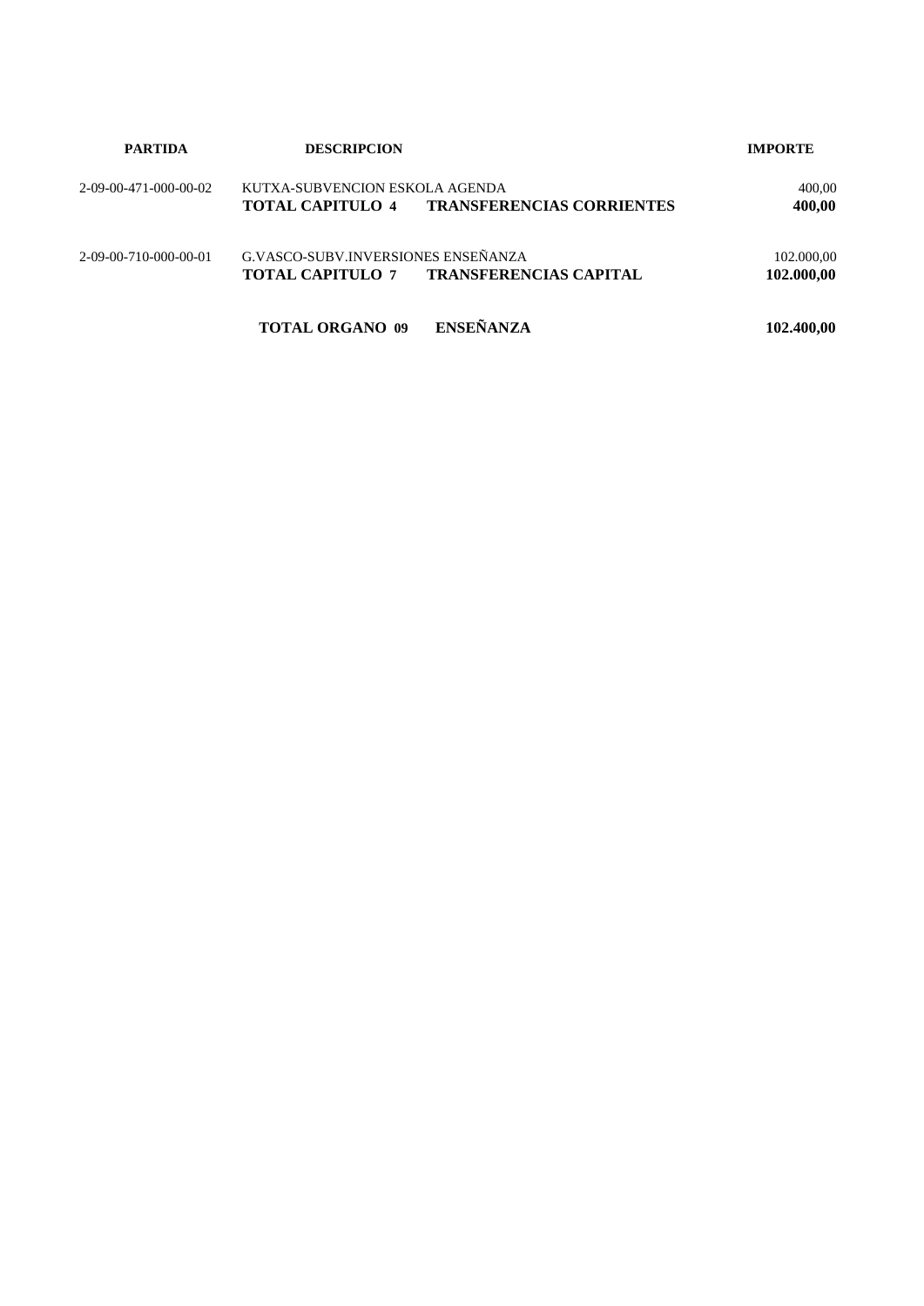| PARTIDA | DESCRIPCION | | IMPORTE |
|---|---|---|---|
| 2-09-00-471-000-00-02 | KUTXA-SUBVENCION ESKOLA AGENDA | | 400,00 |
| | **TOTAL CAPITULO 4** | **TRANSFERENCIAS CORRIENTES** | **400,00** |
| 2-09-00-710-000-00-01 | G.VASCO-SUBV.INVERSIONES ENSEÑANZA | | 102.000,00 |
| | **TOTAL CAPITULO 7** | **TRANSFERENCIAS CAPITAL** | **102.000,00** |
| | **TOTAL ORGANO 09** | **ENSEÑANZA** | **102.400,00** |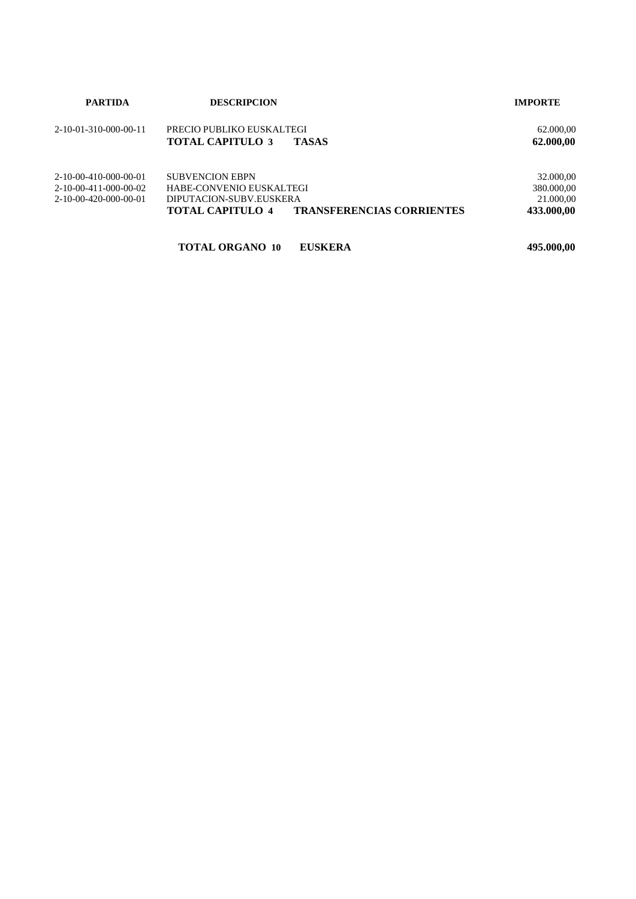| PARTIDA | DESCRIPCION | | IMPORTE |
|---|---|---|---|
| 2-10-01-310-000-00-11 | PRECIO PUBLIKO EUSKALTEGI | | 62.000,00 |
| | **TOTAL CAPITULO 3** | **TASAS** | **62.000,00** |
| 2-10-00-410-000-00-01 | SUBVENCION EBPN | | 32.000,00 |
| 2-10-00-411-000-00-02 | HABE-CONVENIO EUSKALTEGI | | 380.000,00 |
| 2-10-00-420-000-00-01 | DIPUTACION-SUBV.EUSKERA | | 21.000,00 |
| | **TOTAL CAPITULO 4** | **TRANSFERENCIAS CORRIENTES** | **433.000,00** |
| | **TOTAL ORGANO 10** | **EUSKERA** | **495.000,00** |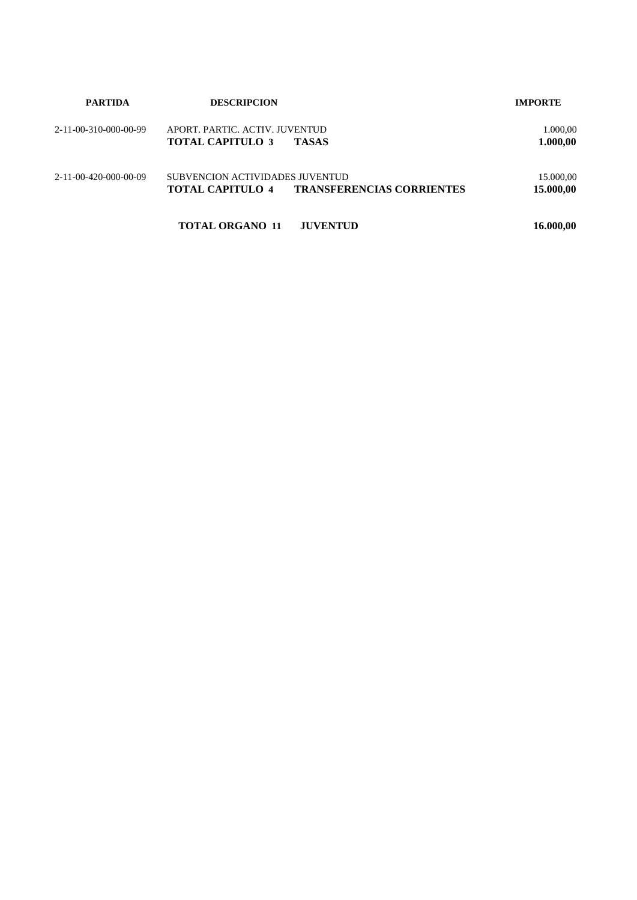| PARTIDA | DESCRIPCION | | IMPORTE |
|---|---|---|---|
| 2-11-00-310-000-00-99 | APORT. PARTIC. ACTIV. JUVENTUD | | 1.000,00 |
| | **TOTAL CAPITULO 3** | **TASAS** | **1.000,00** |
| 2-11-00-420-000-00-09 | SUBVENCION ACTIVIDADES JUVENTUD | | 15.000,00 |
| | **TOTAL CAPITULO 4** | **TRANSFERENCIAS CORRIENTES** | **15.000,00** |
| | **TOTAL ORGANO 11** | **JUVENTUD** | **16.000,00** |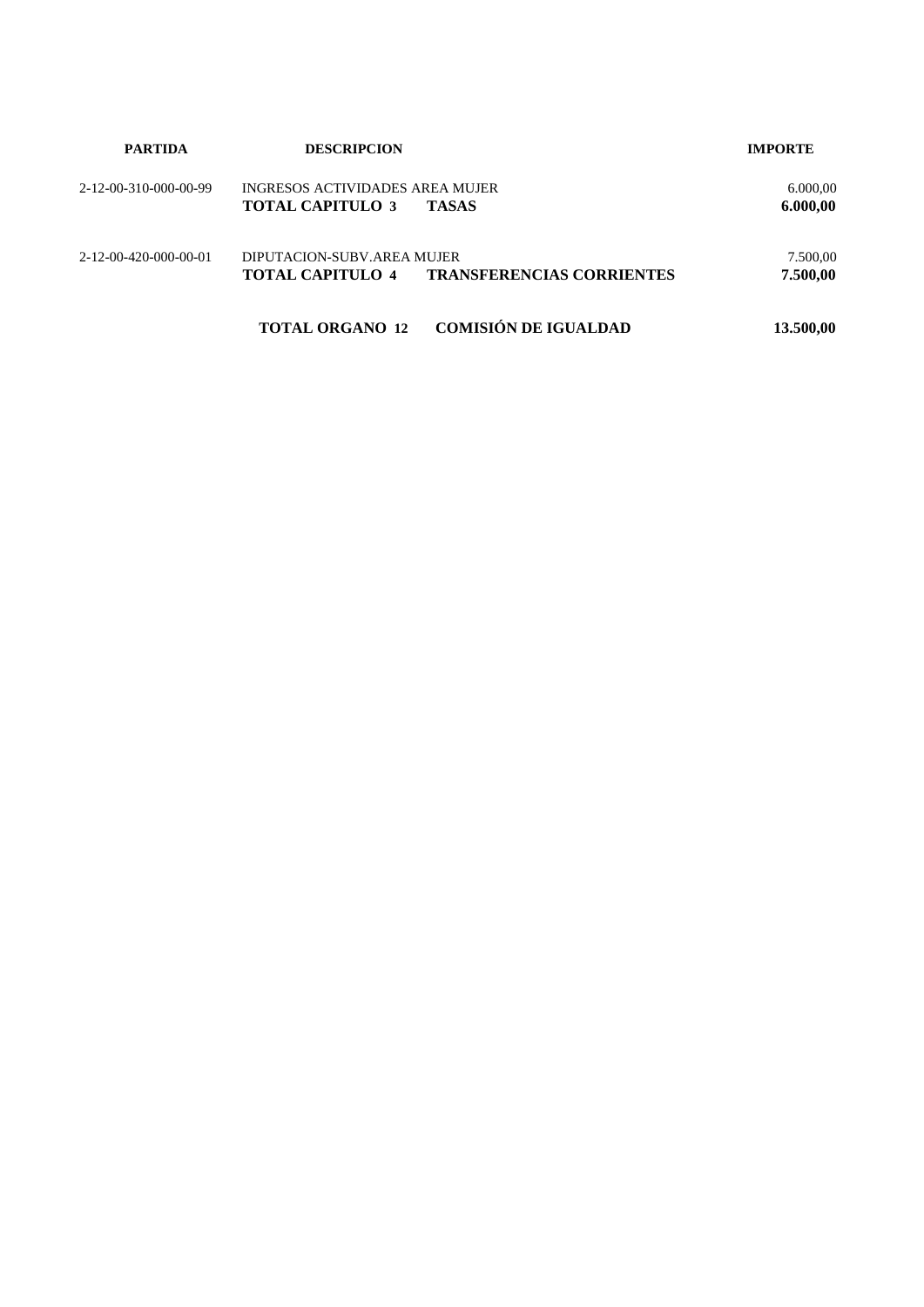| PARTIDA | DESCRIPCION | | IMPORTE |
| --- | --- | --- | --- |
| 2-12-00-310-000-00-99 | INGRESOS ACTIVIDADES AREA MUJER | | 6.000,00 |
| | **TOTAL CAPITULO 3** | **TASAS** | **6.000,00** |
| 2-12-00-420-000-00-01 | DIPUTACION-SUBV.AREA MUJER | | 7.500,00 |
| | **TOTAL CAPITULO 4** | **TRANSFERENCIAS CORRIENTES** | **7.500,00** |
| | **TOTAL ORGANO 12** | **COMISIÓN DE IGUALDAD** | **13.500,00** |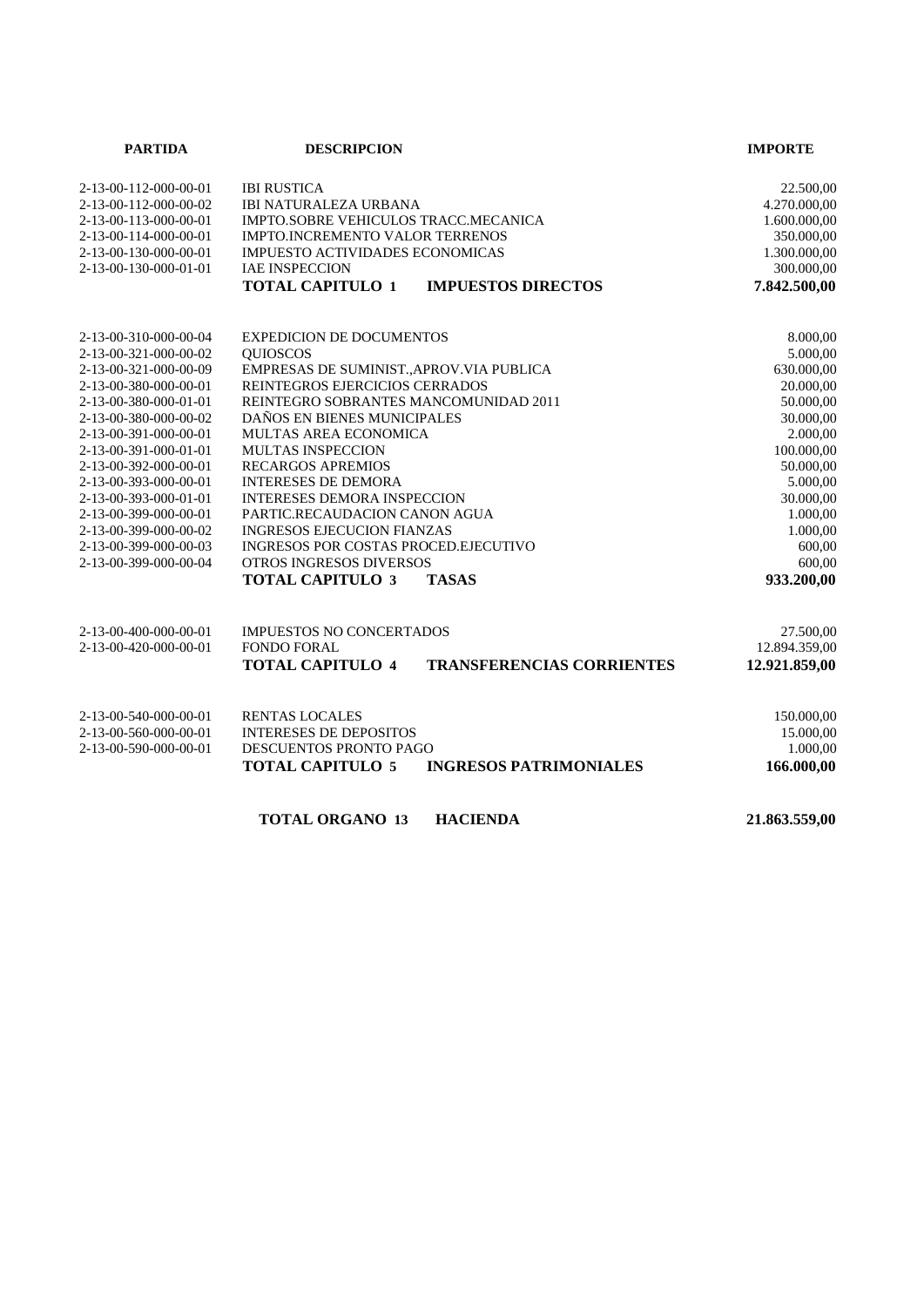| PARTIDA | DESCRIPCION | IMPORTE |
|---|---|---|
| 2-13-00-112-000-00-01 | IBI RUSTICA | 22.500,00 |
| 2-13-00-112-000-00-02 | IBI NATURALEZA URBANA | 4.270.000,00 |
| 2-13-00-113-000-00-01 | IMPTO.SOBRE VEHICULOS TRACC.MECANICA | 1.600.000,00 |
| 2-13-00-114-000-00-01 | IMPTO.INCREMENTO VALOR TERRENOS | 350.000,00 |
| 2-13-00-130-000-00-01 | IMPUESTO ACTIVIDADES ECONOMICAS | 1.300.000,00 |
| 2-13-00-130-000-01-01 | IAE INSPECCION | 300.000,00 |
| | **TOTAL CAPITULO 1 IMPUESTOS DIRECTOS** | **7.842.500,00** |
| 2-13-00-310-000-00-04 | EXPEDICION DE DOCUMENTOS | 8.000,00 |
| 2-13-00-321-000-00-02 | QUIOSCOS | 5.000,00 |
| 2-13-00-321-000-00-09 | EMPRESAS DE SUMINIST.,APROV.VIA PUBLICA | 630.000,00 |
| 2-13-00-380-000-00-01 | REINTEGROS EJERCICIOS CERRADOS | 20.000,00 |
| 2-13-00-380-000-01-01 | REINTEGRO SOBRANTES MANCOMUNIDAD 2011 | 50.000,00 |
| 2-13-00-380-000-00-02 | DAÑOS EN BIENES MUNICIPALES | 30.000,00 |
| 2-13-00-391-000-00-01 | MULTAS AREA ECONOMICA | 2.000,00 |
| 2-13-00-391-000-01-01 | MULTAS INSPECCION | 100.000,00 |
| 2-13-00-392-000-00-01 | RECARGOS APREMIOS | 50.000,00 |
| 2-13-00-393-000-00-01 | INTERESES DE DEMORA | 5.000,00 |
| 2-13-00-393-000-01-01 | INTERESES DEMORA INSPECCION | 30.000,00 |
| 2-13-00-399-000-00-01 | PARTIC.RECAUDACION CANON AGUA | 1.000,00 |
| 2-13-00-399-000-00-02 | INGRESOS EJECUCION FIANZAS | 1.000,00 |
| 2-13-00-399-000-00-03 | INGRESOS POR COSTAS PROCED.EJECUTIVO | 600,00 |
| 2-13-00-399-000-00-04 | OTROS INGRESOS DIVERSOS | 600,00 |
| | **TOTAL CAPITULO 3 TASAS** | **933.200,00** |
| 2-13-00-400-000-00-01 | IMPUESTOS NO CONCERTADOS | 27.500,00 |
| 2-13-00-420-000-00-01 | FONDO FORAL | 12.894.359,00 |
| | **TOTAL CAPITULO 4 TRANSFERENCIAS CORRIENTES** | **12.921.859,00** |
| 2-13-00-540-000-00-01 | RENTAS LOCALES | 150.000,00 |
| 2-13-00-560-000-00-01 | INTERESES DE DEPOSITOS | 15.000,00 |
| 2-13-00-590-000-00-01 | DESCUENTOS PRONTO PAGO | 1.000,00 |
| | **TOTAL CAPITULO 5 INGRESOS PATRIMONIALES** | **166.000,00** |
| | **TOTAL ORGANO 13 HACIENDA** | **21.863.559,00** |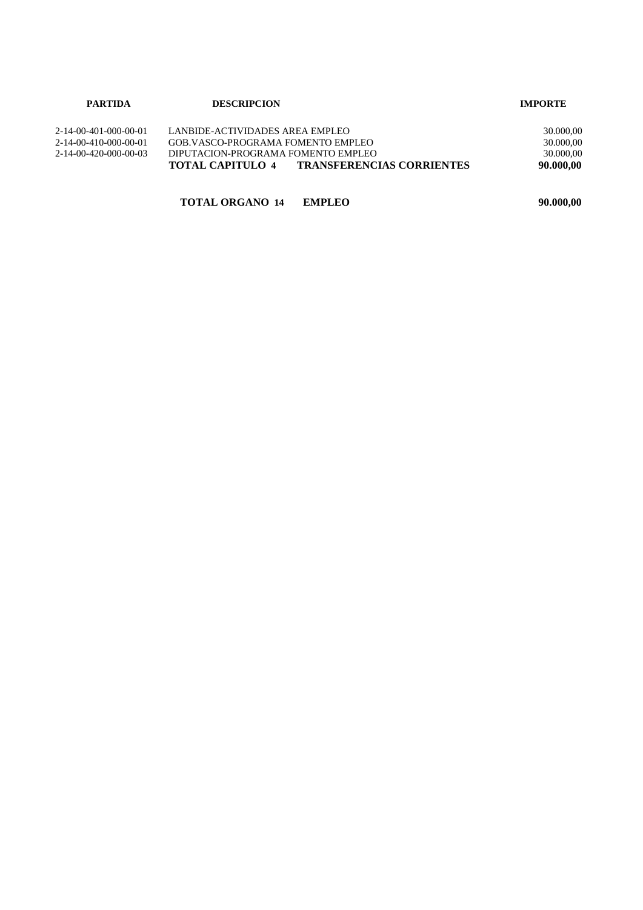| PARTIDA | DESCRIPCION | IMPORTE |
| --- | --- | --- |
| 2-14-00-401-000-00-01 | LANBIDE-ACTIVIDADES AREA EMPLEO | 30.000,00 |
| 2-14-00-410-000-00-01 | GOB.VASCO-PROGRAMA FOMENTO EMPLEO | 30.000,00 |
| 2-14-00-420-000-00-03 | DIPUTACION-PROGRAMA FOMENTO EMPLEO | 30.000,00 |
| | **TOTAL CAPITULO 4 TRANSFERENCIAS CORRIENTES** | **90.000,00** |
| | **TOTAL ORGANO 14 EMPLEO** | **90.000,00** |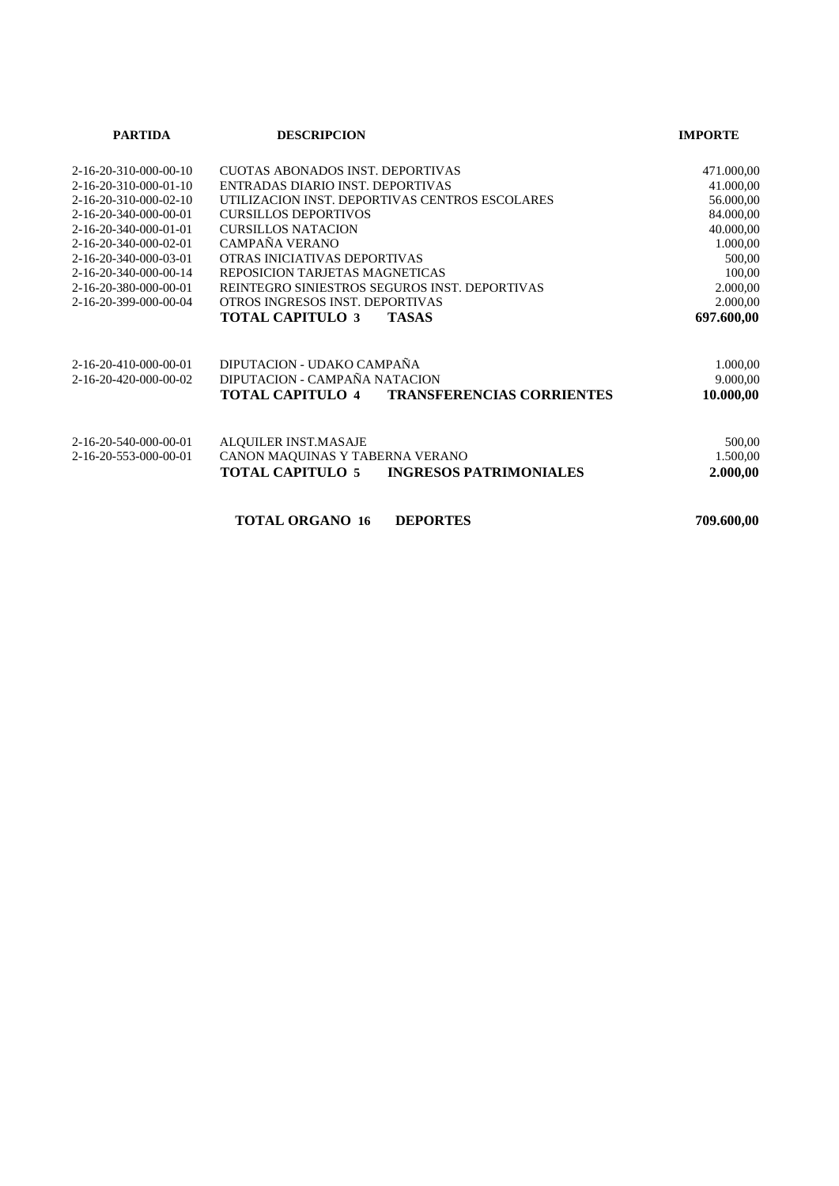| PARTIDA | DESCRIPCION | | IMPORTE |
|---|---|---|---|
| 2-16-20-310-000-00-10 | CUOTAS ABONADOS INST. DEPORTIVAS | | 471.000,00 |
| 2-16-20-310-000-01-10 | ENTRADAS DIARIO INST. DEPORTIVAS | | 41.000,00 |
| 2-16-20-310-000-02-10 | UTILIZACION INST. DEPORTIVAS CENTROS ESCOLARES | | 56.000,00 |
| 2-16-20-340-000-00-01 | CURSILLOS DEPORTIVOS | | 84.000,00 |
| 2-16-20-340-000-01-01 | CURSILLOS NATACION | | 40.000,00 |
| 2-16-20-340-000-02-01 | CAMPAÑA VERANO | | 1.000,00 |
| 2-16-20-340-000-03-01 | OTRAS INICIATIVAS DEPORTIVAS | | 500,00 |
| 2-16-20-340-000-00-14 | REPOSICION TARJETAS MAGNETICAS | | 100,00 |
| 2-16-20-380-000-00-01 | REINTEGRO SINIESTROS SEGUROS INST. DEPORTIVAS | | 2.000,00 |
| 2-16-20-399-000-00-04 | OTROS INGRESOS INST. DEPORTIVAS | | 2.000,00 |
| | **TOTAL CAPITULO 3** | **TASAS** | **697.600,00** |
| | | | |
| 2-16-20-410-000-00-01 | DIPUTACION - UDAKO CAMPAÑA | | 1.000,00 |
| 2-16-20-420-000-00-02 | DIPUTACION - CAMPAÑA NATACION | | 9.000,00 |
| | **TOTAL CAPITULO 4** | **TRANSFERENCIAS CORRIENTES** | **10.000,00** |
| | | | |
| 2-16-20-540-000-00-01 | ALQUILER INST.MASAJE | | 500,00 |
| 2-16-20-553-000-00-01 | CANON MAQUINAS Y TABERNA VERANO | | 1.500,00 |
| | **TOTAL CAPITULO 5** | **INGRESOS PATRIMONIALES** | **2.000,00** |
| | | | |
| | **TOTAL ORGANO 16** | **DEPORTES** | **709.600,00** |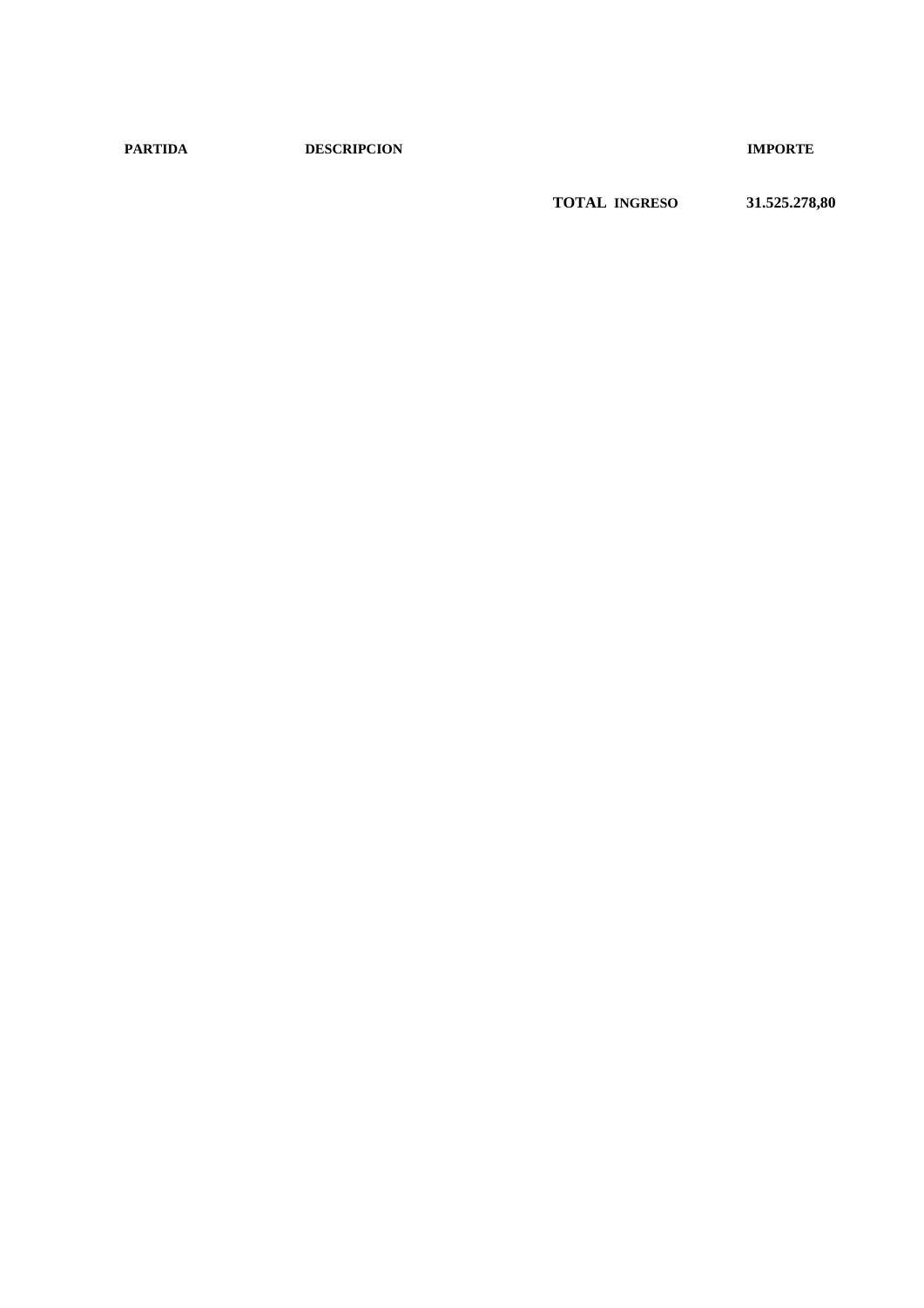| PARTIDA | DESCRIPCION | | IMPORTE |
|---|---|---|---|
| | | **TOTAL INGRESO** | **31.525.278,80** |